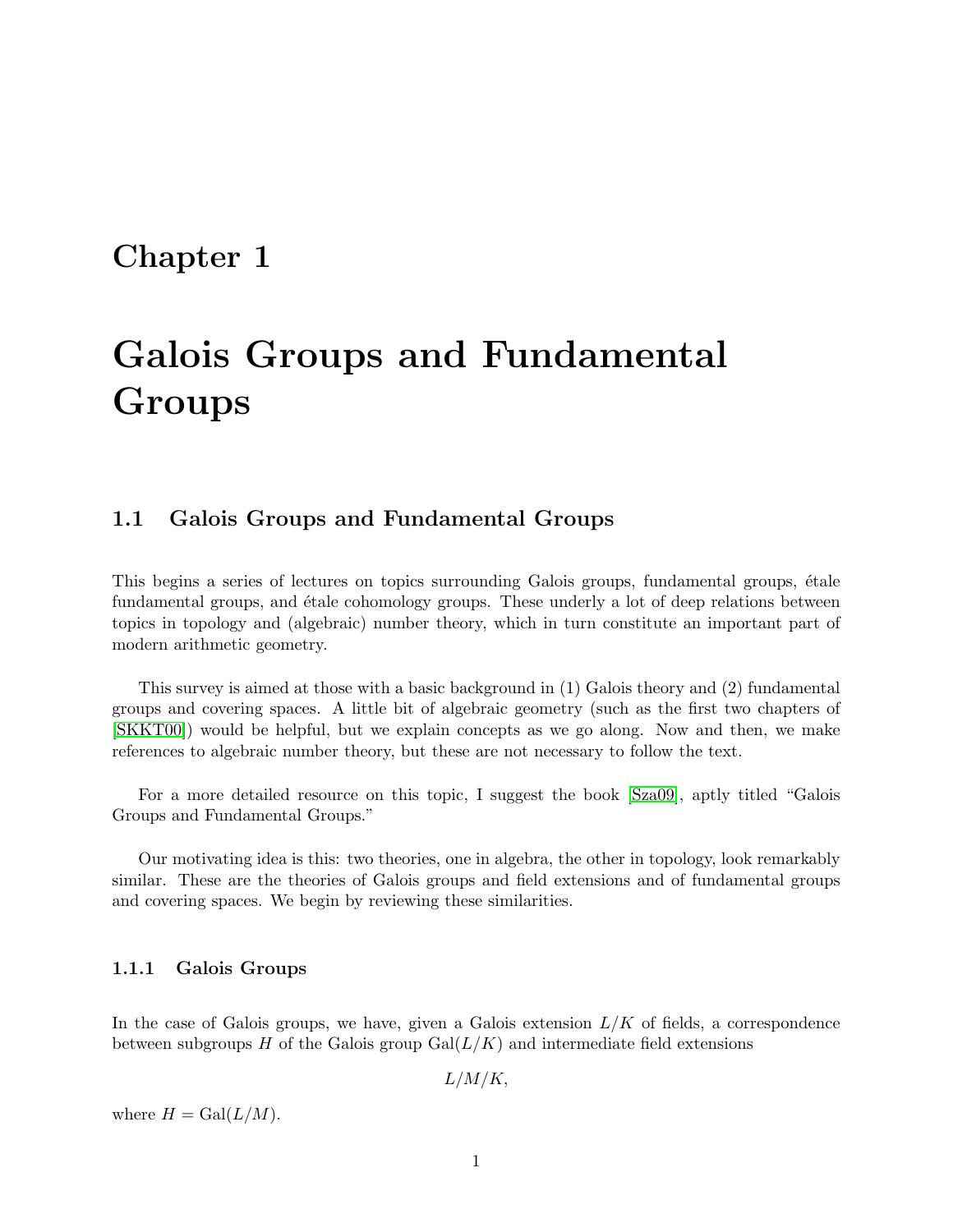# Chapter 1

# Galois Groups and Fundamental Groups

## 1.1 Galois Groups and Fundamental Groups

This begins a series of lectures on topics surrounding Galois groups, fundamental groups, étale fundamental groups, and étale cohomology groups. These underly a lot of deep relations between topics in topology and (algebraic) number theory, which in turn constitute an important part of modern arithmetic geometry.

This survey is aimed at those with a basic background in (1) Galois theory and (2) fundamental groups and covering spaces. A little bit of algebraic geometry (such as the first two chapters of [SKKT00]) would be helpful, but we explain concepts as we go along. Now and then, we make references to algebraic number theory, but these are not necessary to follow the text.

For a more detailed resource on this topic, I suggest the book [Sza09], aptly titled "Galois Groups and Fundamental Groups."

Our motivating idea is this: two theories, one in algebra, the other in topology, look remarkably similar. These are the theories of Galois groups and field extensions and of fundamental groups and covering spaces. We begin by reviewing these similarities.

### 1.1.1 Galois Groups

In the case of Galois groups, we have, given a Galois extension $L/K$ of fields, a correspondence between subgroups $H$ of the Galois group $\mathrm{Gal}(L/K)$ and intermediate field extensions

$$L/M/K,$$

where $H = \mathrm{Gal}(L/M)$.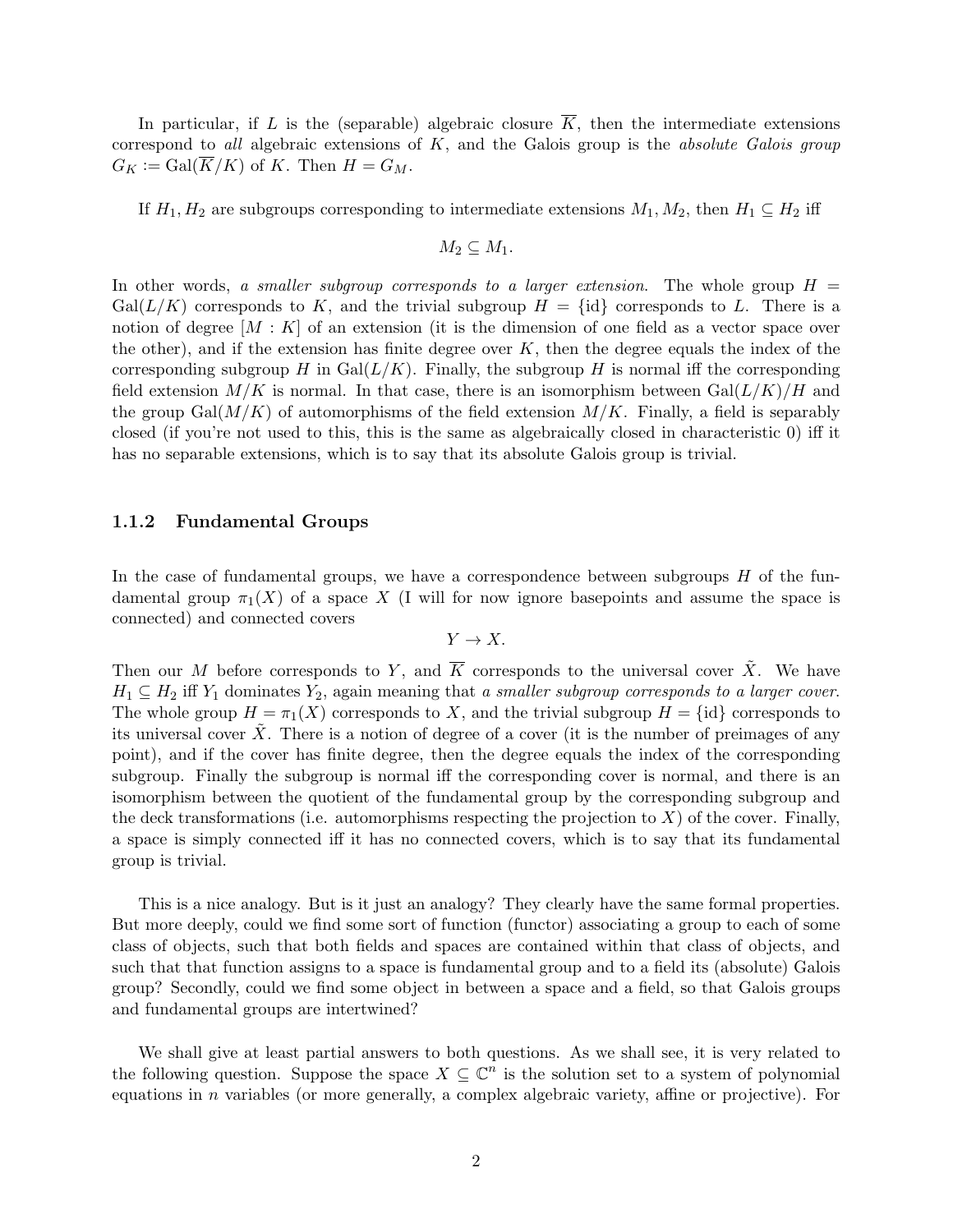In particular, if $L$ is the (separable) algebraic closure $\overline{K}$, then the intermediate extensions correspond to *all* algebraic extensions of $K$, and the Galois group is the *absolute Galois group* $G_K := \mathrm{Gal}(\overline{K}/K)$ of $K$. Then $H = G_M$.

If $H_1, H_2$ are subgroups corresponding to intermediate extensions $M_1, M_2$, then $H_1 \subseteq H_2$ iff

$$M_2 \subseteq M_1.$$

In other words, *a smaller subgroup corresponds to a larger extension*. The whole group $H = \mathrm{Gal}(L/K)$ corresponds to $K$, and the trivial subgroup $H = \{\mathrm{id}\}$ corresponds to $L$. There is a notion of degree $[M : K]$ of an extension (it is the dimension of one field as a vector space over the other), and if the extension has finite degree over $K$, then the degree equals the index of the corresponding subgroup $H$ in $\mathrm{Gal}(L/K)$. Finally, the subgroup $H$ is normal iff the corresponding field extension $M/K$ is normal. In that case, there is an isomorphism between $\mathrm{Gal}(L/K)/H$ and the group $\mathrm{Gal}(M/K)$ of automorphisms of the field extension $M/K$. Finally, a field is separably closed (if you're not used to this, this is the same as algebraically closed in characteristic 0) iff it has no separable extensions, which is to say that its absolute Galois group is trivial.

### 1.1.2 Fundamental Groups

In the case of fundamental groups, we have a correspondence between subgroups $H$ of the fundamental group $\pi_1(X)$ of a space $X$ (I will for now ignore basepoints and assume the space is connected) and connected covers

$$Y \to X.$$

Then our $M$ before corresponds to $Y$, and $\overline{K}$ corresponds to the universal cover $\tilde{X}$. We have $H_1 \subseteq H_2$ iff $Y_1$ dominates $Y_2$, again meaning that *a smaller subgroup corresponds to a larger cover.* The whole group $H = \pi_1(X)$ corresponds to $X$, and the trivial subgroup $H = \{\mathrm{id}\}$ corresponds to its universal cover $\tilde{X}$. There is a notion of degree of a cover (it is the number of preimages of any point), and if the cover has finite degree, then the degree equals the index of the corresponding subgroup. Finally the subgroup is normal iff the corresponding cover is normal, and there is an isomorphism between the quotient of the fundamental group by the corresponding subgroup and the deck transformations (i.e. automorphisms respecting the projection to $X$) of the cover. Finally, a space is simply connected iff it has no connected covers, which is to say that its fundamental group is trivial.

This is a nice analogy. But is it just an analogy? They clearly have the same formal properties. But more deeply, could we find some sort of function (functor) associating a group to each of some class of objects, such that both fields and spaces are contained within that class of objects, and such that that function assigns to a space is fundamental group and to a field its (absolute) Galois group? Secondly, could we find some object in between a space and a field, so that Galois groups and fundamental groups are intertwined?

We shall give at least partial answers to both questions. As we shall see, it is very related to the following question. Suppose the space $X \subseteq \mathbb{C}^n$ is the solution set to a system of polynomial equations in $n$ variables (or more generally, a complex algebraic variety, affine or projective). For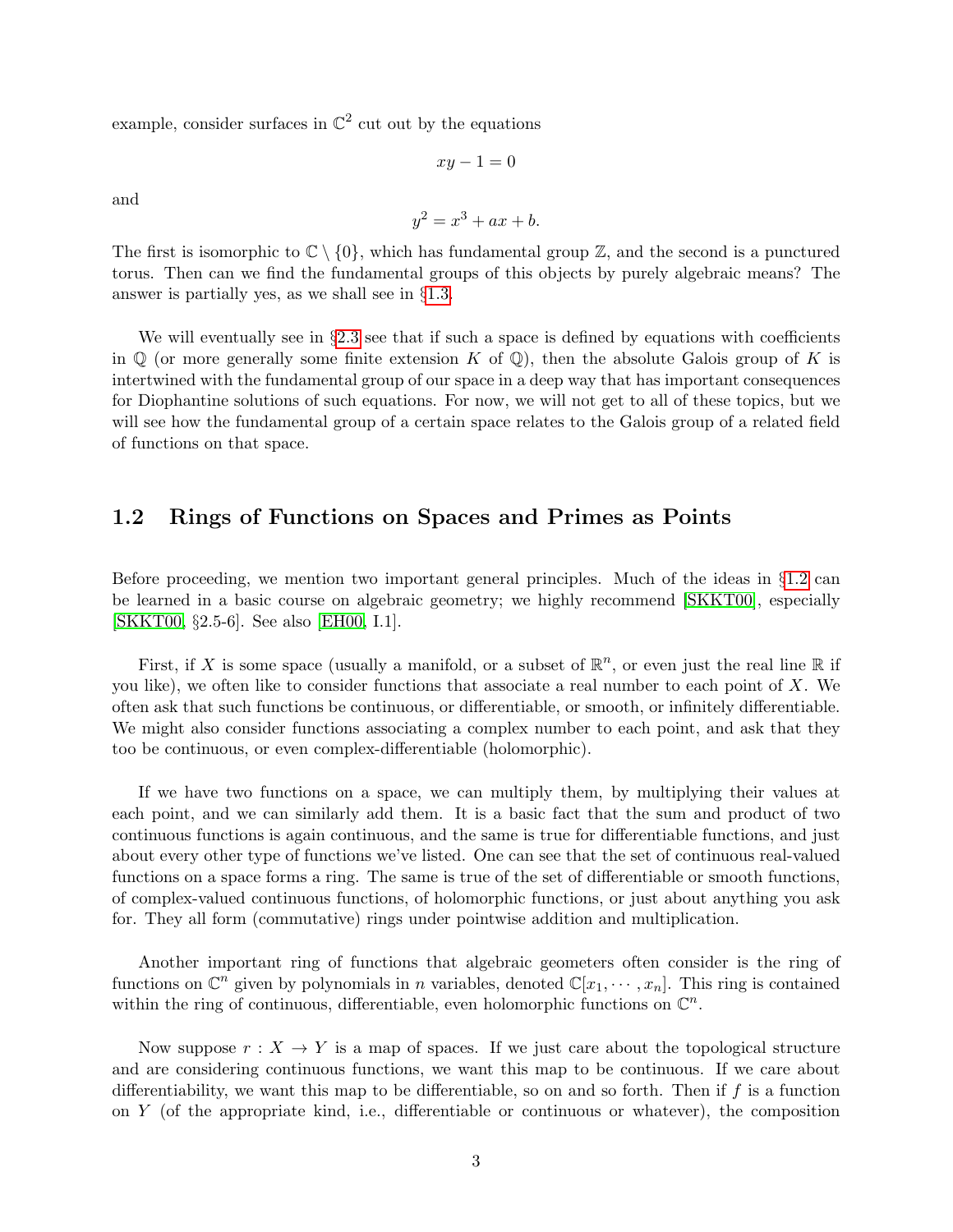example, consider surfaces in $\mathbb{C}^2$ cut out by the equations

$$xy - 1 = 0$$

and

$$y^2 = x^3 + ax + b.$$

The first is isomorphic to $\mathbb{C} \setminus \{0\}$, which has fundamental group $\mathbb{Z}$, and the second is a punctured torus. Then can we find the fundamental groups of this objects by purely algebraic means? The answer is partially yes, as we shall see in §1.3.

We will eventually see in §2.3 see that if such a space is defined by equations with coefficients in $\mathbb{Q}$ (or more generally some finite extension $K$ of $\mathbb{Q}$), then the absolute Galois group of $K$ is intertwined with the fundamental group of our space in a deep way that has important consequences for Diophantine solutions of such equations. For now, we will not get to all of these topics, but we will see how the fundamental group of a certain space relates to the Galois group of a related field of functions on that space.

## 1.2 Rings of Functions on Spaces and Primes as Points

Before proceeding, we mention two important general principles. Much of the ideas in §1.2 can be learned in a basic course on algebraic geometry; we highly recommend [SKKT00], especially [SKKT00, §2.5-6]. See also [EH00, I.1].

First, if $X$ is some space (usually a manifold, or a subset of $\mathbb{R}^n$, or even just the real line $\mathbb{R}$ if you like), we often like to consider functions that associate a real number to each point of $X$. We often ask that such functions be continuous, or differentiable, or smooth, or infinitely differentiable. We might also consider functions associating a complex number to each point, and ask that they too be continuous, or even complex-differentiable (holomorphic).

If we have two functions on a space, we can multiply them, by multiplying their values at each point, and we can similarly add them. It is a basic fact that the sum and product of two continuous functions is again continuous, and the same is true for differentiable functions, and just about every other type of functions we've listed. One can see that the set of continuous real-valued functions on a space forms a ring. The same is true of the set of differentiable or smooth functions, of complex-valued continuous functions, of holomorphic functions, or just about anything you ask for. They all form (commutative) rings under pointwise addition and multiplication.

Another important ring of functions that algebraic geometers often consider is the ring of functions on $\mathbb{C}^n$ given by polynomials in $n$ variables, denoted $\mathbb{C}[x_1, \cdots, x_n]$. This ring is contained within the ring of continuous, differentiable, even holomorphic functions on $\mathbb{C}^n$.

Now suppose $r : X \to Y$ is a map of spaces. If we just care about the topological structure and are considering continuous functions, we want this map to be continuous. If we care about differentiability, we want this map to be differentiable, so on and so forth. Then if $f$ is a function on $Y$ (of the appropriate kind, i.e., differentiable or continuous or whatever), the composition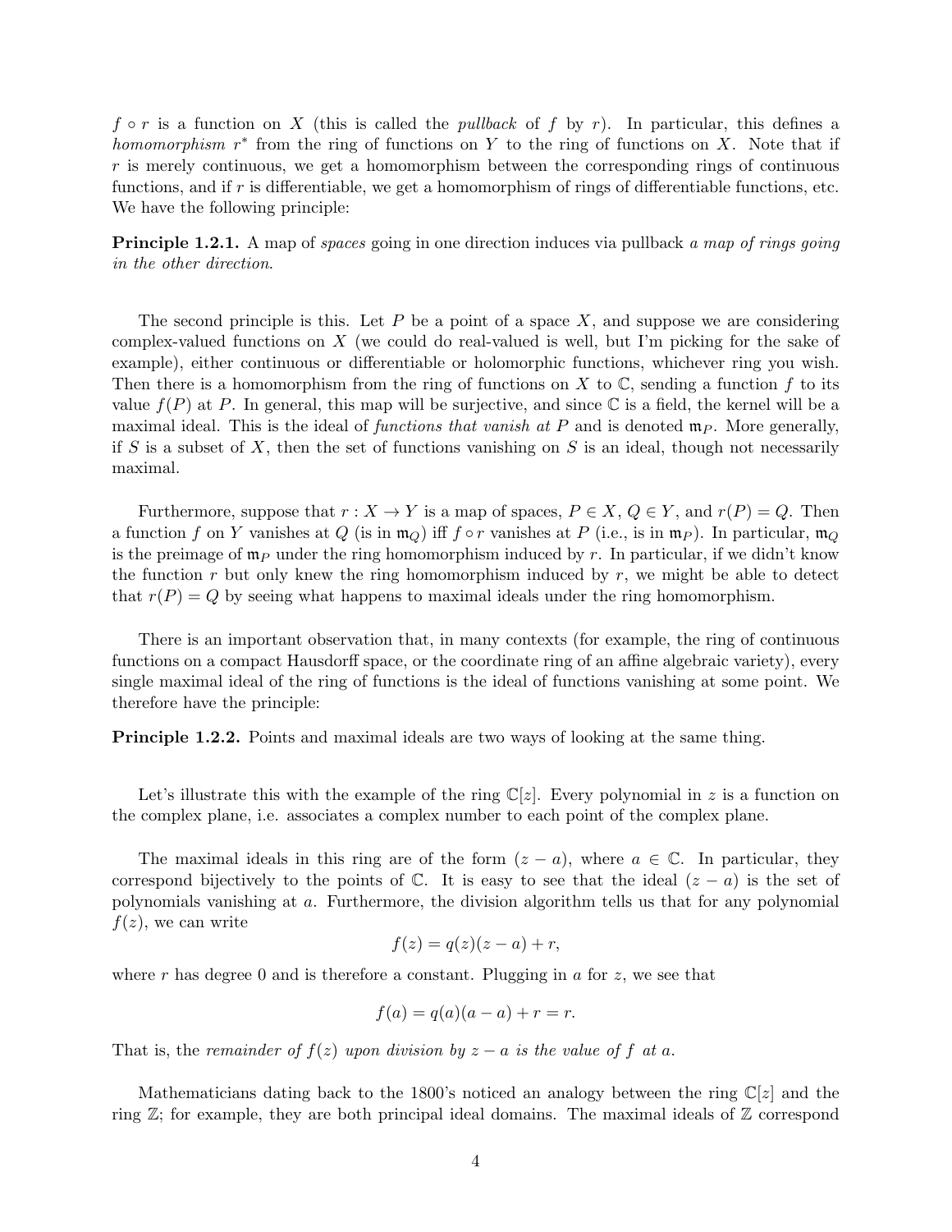$f \circ r$ is a function on $X$ (this is called the *pullback* of $f$ by $r$). In particular, this defines a *homomorphism* $r^*$ from the ring of functions on $Y$ to the ring of functions on $X$. Note that if $r$ is merely continuous, we get a homomorphism between the corresponding rings of continuous functions, and if $r$ is differentiable, we get a homomorphism of rings of differentiable functions, etc. We have the following principle:

**Principle 1.2.1.** A map of *spaces* going in one direction induces via pullback *a map of rings going in the other direction.*

The second principle is this. Let $P$ be a point of a space $X$, and suppose we are considering complex-valued functions on $X$ (we could do real-valued is well, but I'm picking for the sake of example), either continuous or differentiable or holomorphic functions, whichever ring you wish. Then there is a homomorphism from the ring of functions on $X$ to $\mathbb{C}$, sending a function $f$ to its value $f(P)$ at $P$. In general, this map will be surjective, and since $\mathbb{C}$ is a field, the kernel will be a maximal ideal. This is the ideal of *functions that vanish at* $P$ and is denoted $\mathfrak{m}_P$. More generally, if $S$ is a subset of $X$, then the set of functions vanishing on $S$ is an ideal, though not necessarily maximal.

Furthermore, suppose that $r : X \to Y$ is a map of spaces, $P \in X$, $Q \in Y$, and $r(P) = Q$. Then a function $f$ on $Y$ vanishes at $Q$ (is in $\mathfrak{m}_Q$) iff $f \circ r$ vanishes at $P$ (i.e., is in $\mathfrak{m}_P$). In particular, $\mathfrak{m}_Q$ is the preimage of $\mathfrak{m}_P$ under the ring homomorphism induced by $r$. In particular, if we didn't know the function $r$ but only knew the ring homomorphism induced by $r$, we might be able to detect that $r(P) = Q$ by seeing what happens to maximal ideals under the ring homomorphism.

There is an important observation that, in many contexts (for example, the ring of continuous functions on a compact Hausdorff space, or the coordinate ring of an affine algebraic variety), every single maximal ideal of the ring of functions is the ideal of functions vanishing at some point. We therefore have the principle:

**Principle 1.2.2.** Points and maximal ideals are two ways of looking at the same thing.

Let's illustrate this with the example of the ring $\mathbb{C}[z]$. Every polynomial in $z$ is a function on the complex plane, i.e. associates a complex number to each point of the complex plane.

The maximal ideals in this ring are of the form $(z - a)$, where $a \in \mathbb{C}$. In particular, they correspond bijectively to the points of $\mathbb{C}$. It is easy to see that the ideal $(z - a)$ is the set of polynomials vanishing at $a$. Furthermore, the division algorithm tells us that for any polynomial $f(z)$, we can write

$$f(z) = q(z)(z - a) + r,$$

where $r$ has degree 0 and is therefore a constant. Plugging in $a$ for $z$, we see that

$$f(a) = q(a)(a - a) + r = r.$$

That is, the *remainder of $f(z)$ upon division by $z - a$ is the value of $f$ at $a$.*

Mathematicians dating back to the 1800's noticed an analogy between the ring $\mathbb{C}[z]$ and the ring $\mathbb{Z}$; for example, they are both principal ideal domains. The maximal ideals of $\mathbb{Z}$ correspond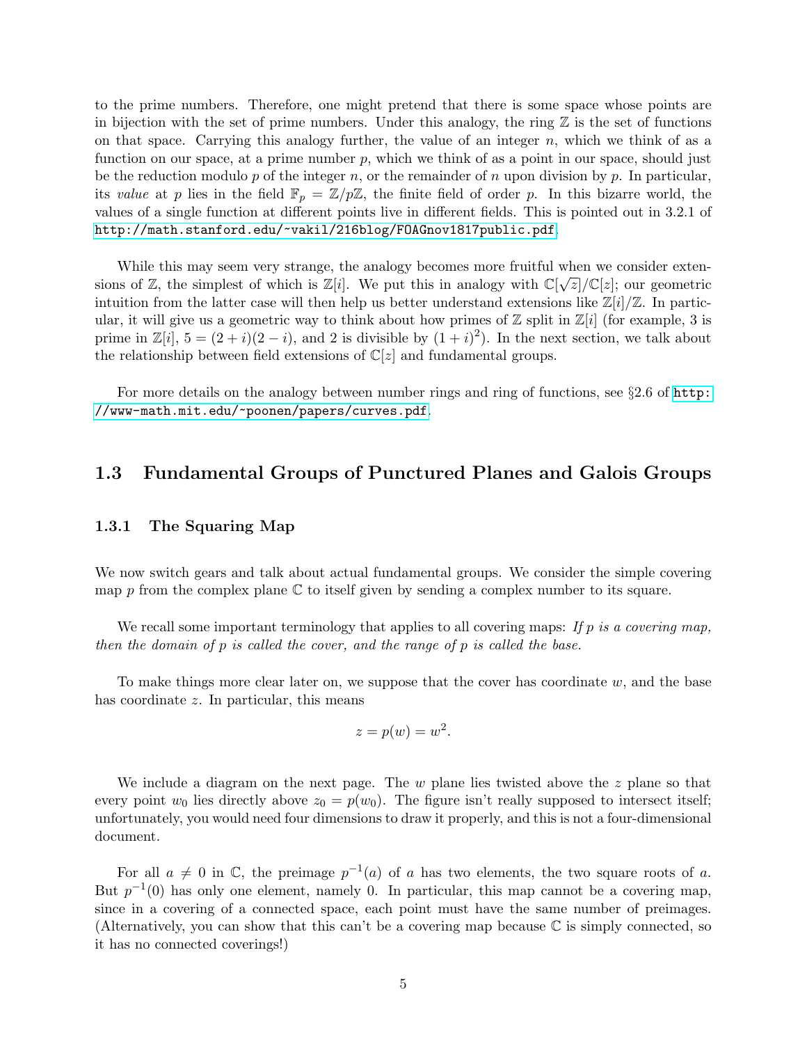to the prime numbers. Therefore, one might pretend that there is some space whose points are in bijection with the set of prime numbers. Under this analogy, the ring $\mathbb{Z}$ is the set of functions on that space. Carrying this analogy further, the value of an integer $n$, which we think of as a function on our space, at a prime number $p$, which we think of as a point in our space, should just be the reduction modulo $p$ of the integer $n$, or the remainder of $n$ upon division by $p$. In particular, its *value* at $p$ lies in the field $\mathbb{F}_p = \mathbb{Z}/p\mathbb{Z}$, the finite field of order $p$. In this bizarre world, the values of a single function at different points live in different fields. This is pointed out in 3.2.1 of http://math.stanford.edu/~vakil/216blog/FOAGnov1817public.pdf.

While this may seem very strange, the analogy becomes more fruitful when we consider extensions of $\mathbb{Z}$, the simplest of which is $\mathbb{Z}[i]$. We put this in analogy with $\mathbb{C}[\sqrt{z}]/\mathbb{C}[z]$; our geometric intuition from the latter case will then help us better understand extensions like $\mathbb{Z}[i]/\mathbb{Z}$. In particular, it will give us a geometric way to think about how primes of $\mathbb{Z}$ split in $\mathbb{Z}[i]$ (for example, 3 is prime in $\mathbb{Z}[i]$, $5 = (2+i)(2-i)$, and 2 is divisible by $(1+i)^2$). In the next section, we talk about the relationship between field extensions of $\mathbb{C}[z]$ and fundamental groups.

For more details on the analogy between number rings and ring of functions, see §2.6 of http://www-math.mit.edu/~poonen/papers/curves.pdf.

## 1.3 Fundamental Groups of Punctured Planes and Galois Groups

### 1.3.1 The Squaring Map

We now switch gears and talk about actual fundamental groups. We consider the simple covering map $p$ from the complex plane $\mathbb{C}$ to itself given by sending a complex number to its square.

We recall some important terminology that applies to all covering maps: *If $p$ is a covering map, then the domain of $p$ is called the cover, and the range of $p$ is called the base.*

To make things more clear later on, we suppose that the cover has coordinate $w$, and the base has coordinate $z$. In particular, this means

$$z = p(w) = w^2.$$

We include a diagram on the next page. The $w$ plane lies twisted above the $z$ plane so that every point $w_0$ lies directly above $z_0 = p(w_0)$. The figure isn't really supposed to intersect itself; unfortunately, you would need four dimensions to draw it properly, and this is not a four-dimensional document.

For all $a \neq 0$ in $\mathbb{C}$, the preimage $p^{-1}(a)$ of $a$ has two elements, the two square roots of $a$. But $p^{-1}(0)$ has only one element, namely 0. In particular, this map cannot be a covering map, since in a covering of a connected space, each point must have the same number of preimages. (Alternatively, you can show that this can't be a covering map because $\mathbb{C}$ is simply connected, so it has no connected coverings!)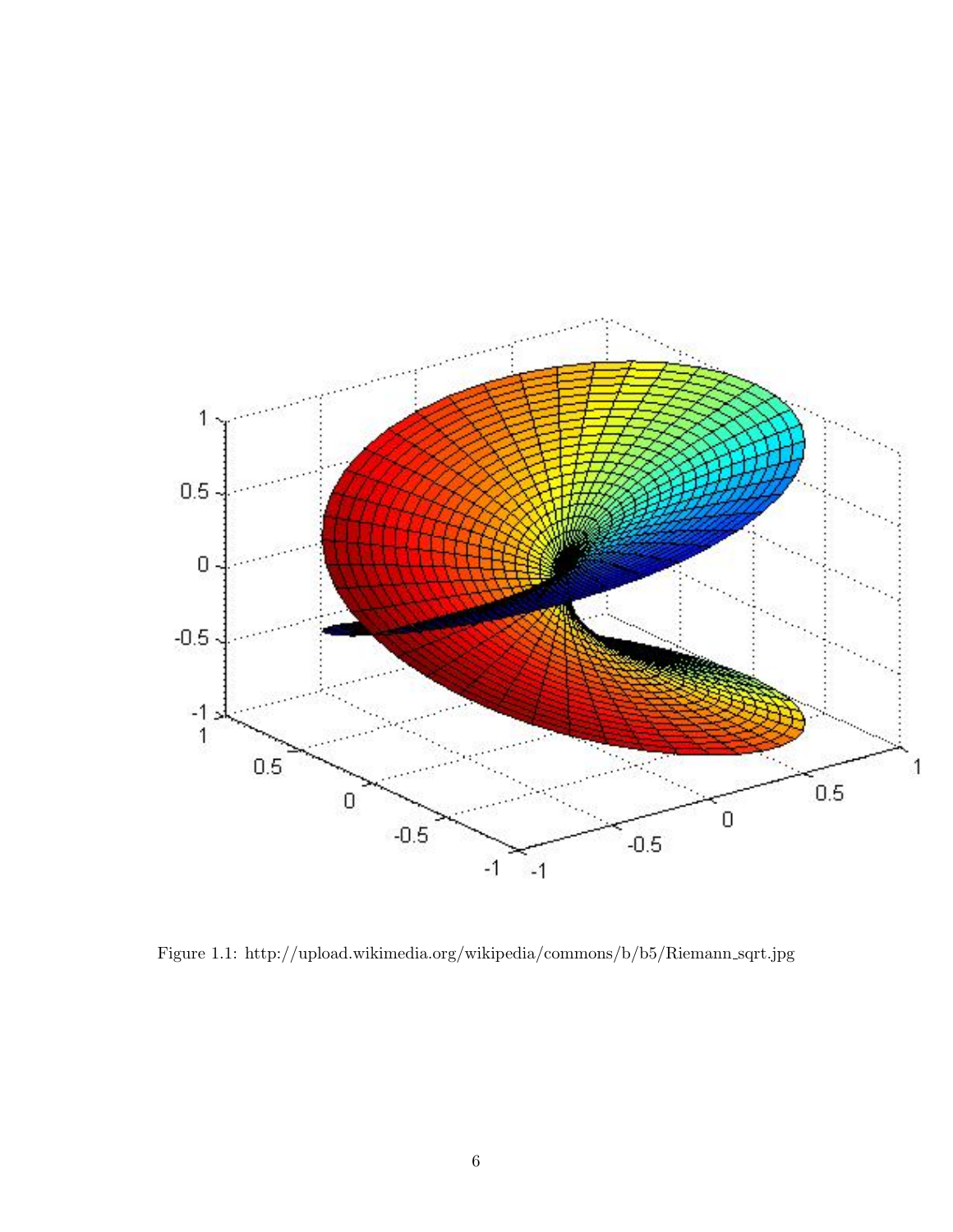Figure 1.1: http://upload.wikimedia.org/wikipedia/commons/b/b5/Riemann_sqrt.jpg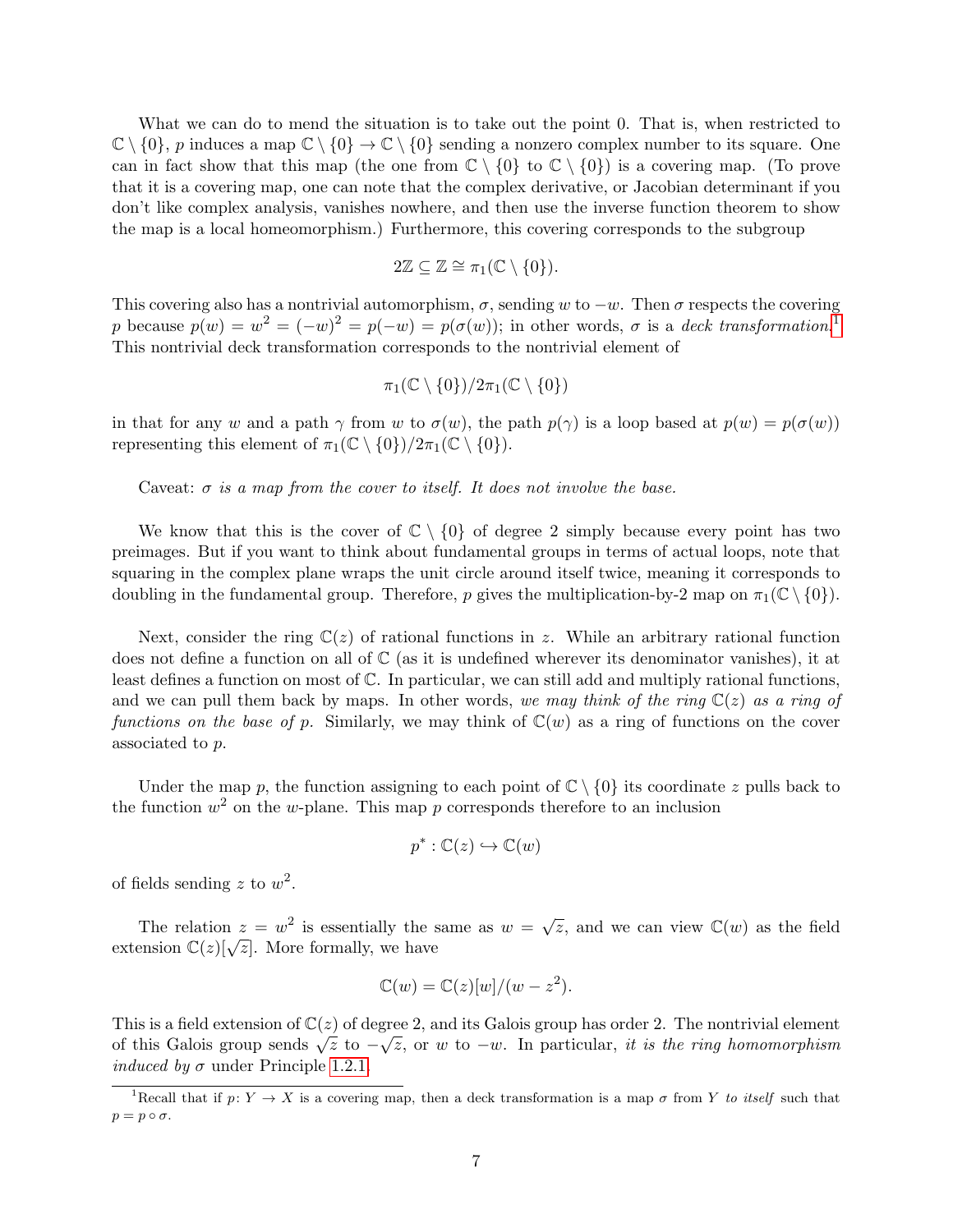What we can do to mend the situation is to take out the point 0. That is, when restricted to $\mathbb{C} \setminus \{0\}$, $p$ induces a map $\mathbb{C} \setminus \{0\} \to \mathbb{C} \setminus \{0\}$ sending a nonzero complex number to its square. One can in fact show that this map (the one from $\mathbb{C} \setminus \{0\}$ to $\mathbb{C} \setminus \{0\}$) is a covering map. (To prove that it is a covering map, one can note that the complex derivative, or Jacobian determinant if you don't like complex analysis, vanishes nowhere, and then use the inverse function theorem to show the map is a local homeomorphism.) Furthermore, this covering corresponds to the subgroup

$$2\mathbb{Z} \subseteq \mathbb{Z} \cong \pi_1(\mathbb{C} \setminus \{0\}).$$

This covering also has a nontrivial automorphism, $\sigma$, sending $w$ to $-w$. Then $\sigma$ respects the covering $p$ because $p(w) = w^2 = (-w)^2 = p(-w) = p(\sigma(w))$; in other words, $\sigma$ is a *deck transformation*.[1] This nontrivial deck transformation corresponds to the nontrivial element of

$$\pi_1(\mathbb{C} \setminus \{0\})/2\pi_1(\mathbb{C} \setminus \{0\})$$

in that for any $w$ and a path $\gamma$ from $w$ to $\sigma(w)$, the path $p(\gamma)$ is a loop based at $p(w) = p(\sigma(w))$ representing this element of $\pi_1(\mathbb{C} \setminus \{0\})/2\pi_1(\mathbb{C} \setminus \{0\})$.

Caveat: *$\sigma$ is a map from the cover to itself. It does not involve the base.*

We know that this is the cover of $\mathbb{C} \setminus \{0\}$ of degree 2 simply because every point has two preimages. But if you want to think about fundamental groups in terms of actual loops, note that squaring in the complex plane wraps the unit circle around itself twice, meaning it corresponds to doubling in the fundamental group. Therefore, $p$ gives the multiplication-by-2 map on $\pi_1(\mathbb{C} \setminus \{0\})$.

Next, consider the ring $\mathbb{C}(z)$ of rational functions in $z$. While an arbitrary rational function does not define a function on all of $\mathbb{C}$ (as it is undefined wherever its denominator vanishes), it at least defines a function on most of $\mathbb{C}$. In particular, we can still add and multiply rational functions, and we can pull them back by maps. In other words, *we may think of the ring $\mathbb{C}(z)$ as a ring of functions on the base of $p$.* Similarly, we may think of $\mathbb{C}(w)$ as a ring of functions on the cover associated to $p$.

Under the map $p$, the function assigning to each point of $\mathbb{C} \setminus \{0\}$ its coordinate $z$ pulls back to the function $w^2$ on the $w$-plane. This map $p$ corresponds therefore to an inclusion

$$p^* : \mathbb{C}(z) \hookrightarrow \mathbb{C}(w)$$

of fields sending $z$ to $w^2$.

The relation $z = w^2$ is essentially the same as $w = \sqrt{z}$, and we can view $\mathbb{C}(w)$ as the field extension $\mathbb{C}(z)[\sqrt{z}]$. More formally, we have

$$\mathbb{C}(w) = \mathbb{C}(z)[w]/(w - z^2).$$

This is a field extension of $\mathbb{C}(z)$ of degree 2, and its Galois group has order 2. The nontrivial element of this Galois group sends $\sqrt{z}$ to $-\sqrt{z}$, or $w$ to $-w$. In particular, *it is the ring homomorphism induced by $\sigma$* under Principle 1.2.1.

[1] Recall that if $p\colon Y \to X$ is a covering map, then a deck transformation is a map $\sigma$ from $Y$ *to itself* such that $p = p \circ \sigma$.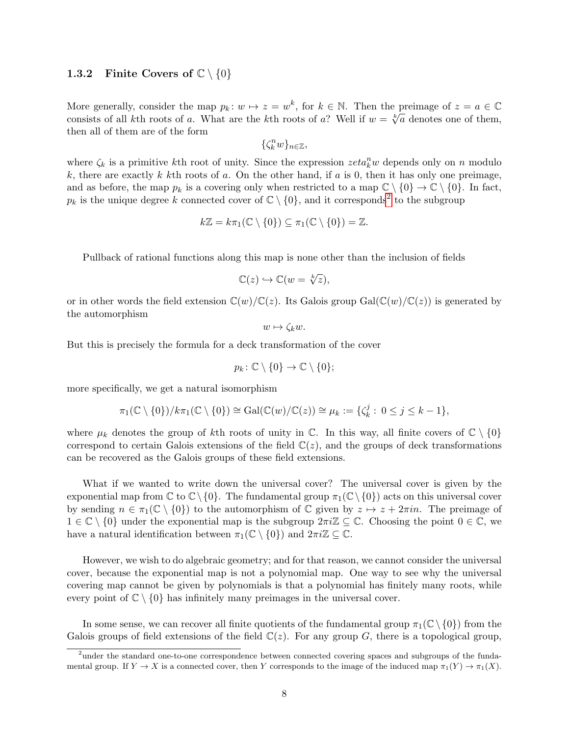### 1.3.2 Finite Covers of $\mathbb{C} \setminus \{0\}$

More generally, consider the map $p_k \colon w \mapsto z = w^k$, for $k \in \mathbb{N}$. Then the preimage of $z = a \in \mathbb{C}$ consists of all $k$th roots of $a$. What are the $k$th roots of $a$? Well if $w = \sqrt[k]{a}$ denotes one of them, then all of them are of the form

$$\{\zeta_k^n w\}_{n\in\mathbb{Z}},$$

where $\zeta_k$ is a primitive $k$th root of unity. Since the expression $zeta_k^n w$ depends only on $n$ modulo $k$, there are exactly $k$ $k$th roots of $a$. On the other hand, if $a$ is 0, then it has only one preimage, and as before, the map $p_k$ is a covering only when restricted to a map $\mathbb{C} \setminus \{0\} \to \mathbb{C} \setminus \{0\}$. In fact, $p_k$ is the unique degree $k$ connected cover of $\mathbb{C} \setminus \{0\}$, and it corresponds[2] to the subgroup

$$k\mathbb{Z} = k\pi_1(\mathbb{C} \setminus \{0\}) \subseteq \pi_1(\mathbb{C} \setminus \{0\}) = \mathbb{Z}.$$

Pullback of rational functions along this map is none other than the inclusion of fields

$$\mathbb{C}(z) \hookrightarrow \mathbb{C}(w = \sqrt[k]{z}),$$

or in other words the field extension $\mathbb{C}(w)/\mathbb{C}(z)$. Its Galois group $\mathrm{Gal}(\mathbb{C}(w)/\mathbb{C}(z))$ is generated by the automorphism

$$w \mapsto \zeta_k w.$$

But this is precisely the formula for a deck transformation of the cover

$$p_k \colon \mathbb{C} \setminus \{0\} \to \mathbb{C} \setminus \{0\};$$

more specifically, we get a natural isomorphism

$$\pi_1(\mathbb{C} \setminus \{0\})/k\pi_1(\mathbb{C} \setminus \{0\}) \cong \mathrm{Gal}(\mathbb{C}(w)/\mathbb{C}(z)) \cong \mu_k := \{\zeta_k^j : 0 \le j \le k-1\},$$

where $\mu_k$ denotes the group of $k$th roots of unity in $\mathbb{C}$. In this way, all finite covers of $\mathbb{C} \setminus \{0\}$ correspond to certain Galois extensions of the field $\mathbb{C}(z)$, and the groups of deck transformations can be recovered as the Galois groups of these field extensions.

What if we wanted to write down the universal cover? The universal cover is given by the exponential map from $\mathbb{C}$ to $\mathbb{C} \setminus \{0\}$. The fundamental group $\pi_1(\mathbb{C} \setminus \{0\})$ acts on this universal cover by sending $n \in \pi_1(\mathbb{C} \setminus \{0\})$ to the automorphism of $\mathbb{C}$ given by $z \mapsto z + 2\pi i n$. The preimage of $1 \in \mathbb{C} \setminus \{0\}$ under the exponential map is the subgroup $2\pi i\mathbb{Z} \subseteq \mathbb{C}$. Choosing the point $0 \in \mathbb{C}$, we have a natural identification between $\pi_1(\mathbb{C} \setminus \{0\})$ and $2\pi i\mathbb{Z} \subseteq \mathbb{C}$.

However, we wish to do algebraic geometry; and for that reason, we cannot consider the universal cover, because the exponential map is not a polynomial map. One way to see why the universal covering map cannot be given by polynomials is that a polynomial has finitely many roots, while every point of $\mathbb{C} \setminus \{0\}$ has infinitely many preimages in the universal cover.

In some sense, we can recover all finite quotients of the fundamental group $\pi_1(\mathbb{C} \setminus \{0\})$ from the Galois groups of field extensions of the field $\mathbb{C}(z)$. For any group $G$, there is a topological group,

---

[2] under the standard one-to-one correspondence between connected covering spaces and subgroups of the fundamental group. If $Y \to X$ is a connected cover, then $Y$ corresponds to the image of the induced map $\pi_1(Y) \to \pi_1(X)$.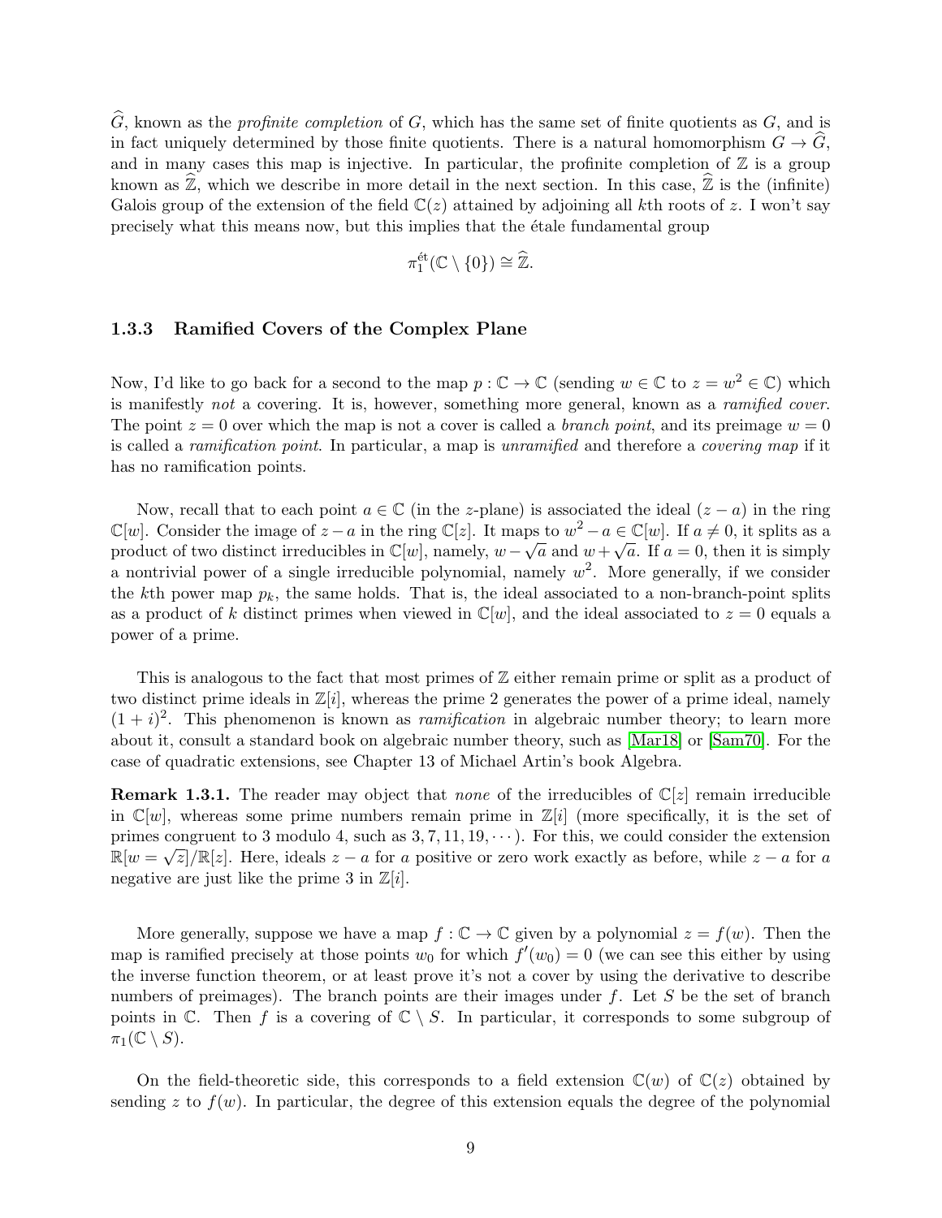$\widehat{G}$, known as the *profinite completion* of $G$, which has the same set of finite quotients as $G$, and is in fact uniquely determined by those finite quotients. There is a natural homomorphism $G \to \widehat{G}$, and in many cases this map is injective. In particular, the profinite completion of $\mathbb{Z}$ is a group known as $\widehat{\mathbb{Z}}$, which we describe in more detail in the next section. In this case, $\widehat{\mathbb{Z}}$ is the (infinite) Galois group of the extension of the field $\mathbb{C}(z)$ attained by adjoining all $k$th roots of $z$. I won't say precisely what this means now, but this implies that the étale fundamental group

$$\pi_1^{\text{ét}}(\mathbb{C} \setminus \{0\}) \cong \widehat{\mathbb{Z}}.$$

### 1.3.3 Ramified Covers of the Complex Plane

Now, I'd like to go back for a second to the map $p : \mathbb{C} \to \mathbb{C}$ (sending $w \in \mathbb{C}$ to $z = w^2 \in \mathbb{C}$) which is manifestly *not* a covering. It is, however, something more general, known as a *ramified cover*. The point $z = 0$ over which the map is not a cover is called a *branch point*, and its preimage $w = 0$ is called a *ramification point*. In particular, a map is *unramified* and therefore a *covering map* if it has no ramification points.

Now, recall that to each point $a \in \mathbb{C}$ (in the $z$-plane) is associated the ideal $(z - a)$ in the ring $\mathbb{C}[w]$. Consider the image of $z - a$ in the ring $\mathbb{C}[z]$. It maps to $w^2 - a \in \mathbb{C}[w]$. If $a \neq 0$, it splits as a product of two distinct irreducibles in $\mathbb{C}[w]$, namely, $w - \sqrt{a}$ and $w + \sqrt{a}$. If $a = 0$, then it is simply a nontrivial power of a single irreducible polynomial, namely $w^2$. More generally, if we consider the $k$th power map $p_k$, the same holds. That is, the ideal associated to a non-branch-point splits as a product of $k$ distinct primes when viewed in $\mathbb{C}[w]$, and the ideal associated to $z = 0$ equals a power of a prime.

This is analogous to the fact that most primes of $\mathbb{Z}$ either remain prime or split as a product of two distinct prime ideals in $\mathbb{Z}[i]$, whereas the prime 2 generates the power of a prime ideal, namely $(1 + i)^2$. This phenomenon is known as *ramification* in algebraic number theory; to learn more about it, consult a standard book on algebraic number theory, such as [Mar18] or [Sam70]. For the case of quadratic extensions, see Chapter 13 of Michael Artin's book Algebra.

**Remark 1.3.1.** The reader may object that *none* of the irreducibles of $\mathbb{C}[z]$ remain irreducible in $\mathbb{C}[w]$, whereas some prime numbers remain prime in $\mathbb{Z}[i]$ (more specifically, it is the set of primes congruent to 3 modulo 4, such as $3, 7, 11, 19, \cdots$). For this, we could consider the extension $\mathbb{R}[w = \sqrt{z}]/\mathbb{R}[z]$. Here, ideals $z - a$ for $a$ positive or zero work exactly as before, while $z - a$ for $a$ negative are just like the prime 3 in $\mathbb{Z}[i]$.

More generally, suppose we have a map $f : \mathbb{C} \to \mathbb{C}$ given by a polynomial $z = f(w)$. Then the map is ramified precisely at those points $w_0$ for which $f'(w_0) = 0$ (we can see this either by using the inverse function theorem, or at least prove it's not a cover by using the derivative to describe numbers of preimages). The branch points are their images under $f$. Let $S$ be the set of branch points in $\mathbb{C}$. Then $f$ is a covering of $\mathbb{C} \setminus S$. In particular, it corresponds to some subgroup of $\pi_1(\mathbb{C} \setminus S)$.

On the field-theoretic side, this corresponds to a field extension $\mathbb{C}(w)$ of $\mathbb{C}(z)$ obtained by sending $z$ to $f(w)$. In particular, the degree of this extension equals the degree of the polynomial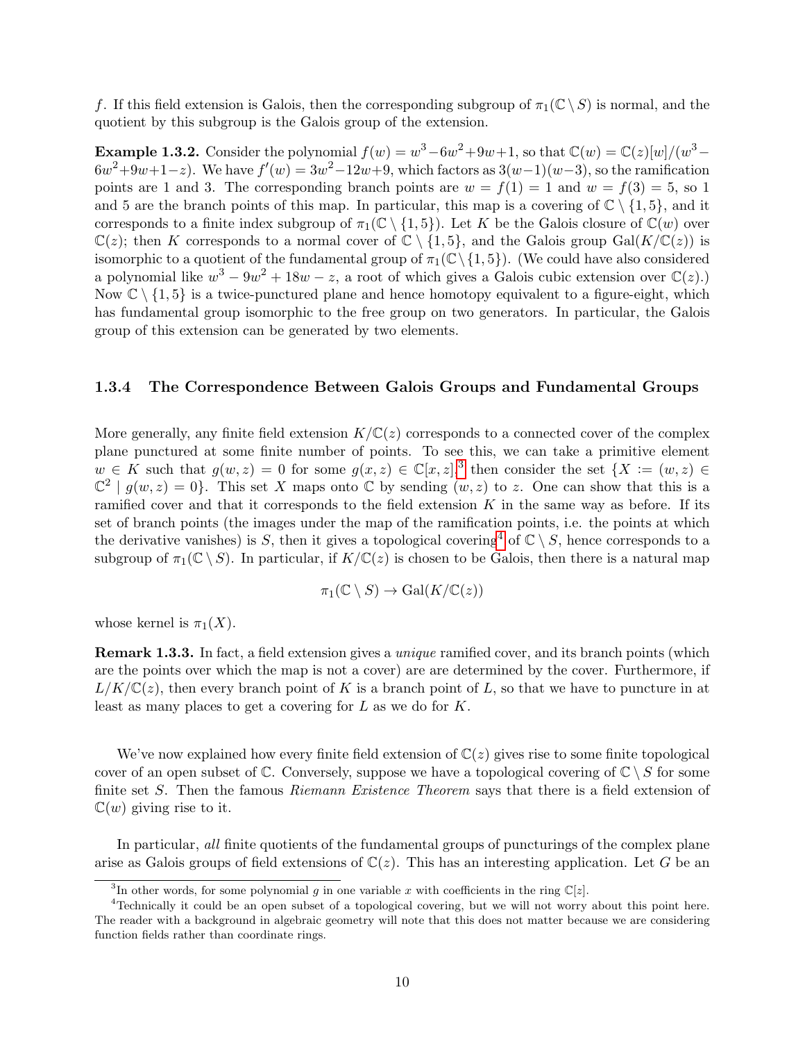$f$. If this field extension is Galois, then the corresponding subgroup of $\pi_1(\mathbb{C} \setminus S)$ is normal, and the quotient by this subgroup is the Galois group of the extension.

**Example 1.3.2.** Consider the polynomial $f(w) = w^3 - 6w^2 + 9w + 1$, so that $\mathbb{C}(w) = \mathbb{C}(z)[w]/(w^3 - 6w^2 + 9w + 1 - z)$. We have $f'(w) = 3w^2 - 12w + 9$, which factors as $3(w-1)(w-3)$, so the ramification points are 1 and 3. The corresponding branch points are $w = f(1) = 1$ and $w = f(3) = 5$, so 1 and 5 are the branch points of this map. In particular, this map is a covering of $\mathbb{C} \setminus \{1, 5\}$, and it corresponds to a finite index subgroup of $\pi_1(\mathbb{C} \setminus \{1, 5\})$. Let $K$ be the Galois closure of $\mathbb{C}(w)$ over $\mathbb{C}(z)$; then $K$ corresponds to a normal cover of $\mathbb{C} \setminus \{1, 5\}$, and the Galois group $\mathrm{Gal}(K/\mathbb{C}(z))$ is isomorphic to a quotient of the fundamental group of $\pi_1(\mathbb{C} \setminus \{1, 5\})$. (We could have also considered a polynomial like $w^3 - 9w^2 + 18w - z$, a root of which gives a Galois cubic extension over $\mathbb{C}(z)$.) Now $\mathbb{C} \setminus \{1, 5\}$ is a twice-punctured plane and hence homotopy equivalent to a figure-eight, which has fundamental group isomorphic to the free group on two generators. In particular, the Galois group of this extension can be generated by two elements.

### 1.3.4 The Correspondence Between Galois Groups and Fundamental Groups

More generally, any finite field extension $K/\mathbb{C}(z)$ corresponds to a connected cover of the complex plane punctured at some finite number of points. To see this, we can take a primitive element $w \in K$ such that $g(w, z) = 0$ for some $g(x, z) \in \mathbb{C}[x, z]$,[3] then consider the set $\{X := (w, z) \in \mathbb{C}^2 \mid g(w, z) = 0\}$. This set $X$ maps onto $\mathbb{C}$ by sending $(w, z)$ to $z$. One can show that this is a ramified cover and that it corresponds to the field extension $K$ in the same way as before. If its set of branch points (the images under the map of the ramification points, i.e. the points at which the derivative vanishes) is $S$, then it gives a topological covering[4] of $\mathbb{C} \setminus S$, hence corresponds to a subgroup of $\pi_1(\mathbb{C} \setminus S)$. In particular, if $K/\mathbb{C}(z)$ is chosen to be Galois, then there is a natural map

$$\pi_1(\mathbb{C} \setminus S) \to \mathrm{Gal}(K/\mathbb{C}(z))$$

whose kernel is $\pi_1(X)$.

**Remark 1.3.3.** In fact, a field extension gives a *unique* ramified cover, and its branch points (which are the points over which the map is not a cover) are are determined by the cover. Furthermore, if $L/K/\mathbb{C}(z)$, then every branch point of $K$ is a branch point of $L$, so that we have to puncture in at least as many places to get a covering for $L$ as we do for $K$.

We've now explained how every finite field extension of $\mathbb{C}(z)$ gives rise to some finite topological cover of an open subset of $\mathbb{C}$. Conversely, suppose we have a topological covering of $\mathbb{C} \setminus S$ for some finite set $S$. Then the famous *Riemann Existence Theorem* says that there is a field extension of $\mathbb{C}(w)$ giving rise to it.

In particular, *all* finite quotients of the fundamental groups of puncturings of the complex plane arise as Galois groups of field extensions of $\mathbb{C}(z)$. This has an interesting application. Let $G$ be an

[3] In other words, for some polynomial $g$ in one variable $x$ with coefficients in the ring $\mathbb{C}[z]$.

[4] Technically it could be an open subset of a topological covering, but we will not worry about this point here. The reader with a background in algebraic geometry will note that this does not matter because we are considering function fields rather than coordinate rings.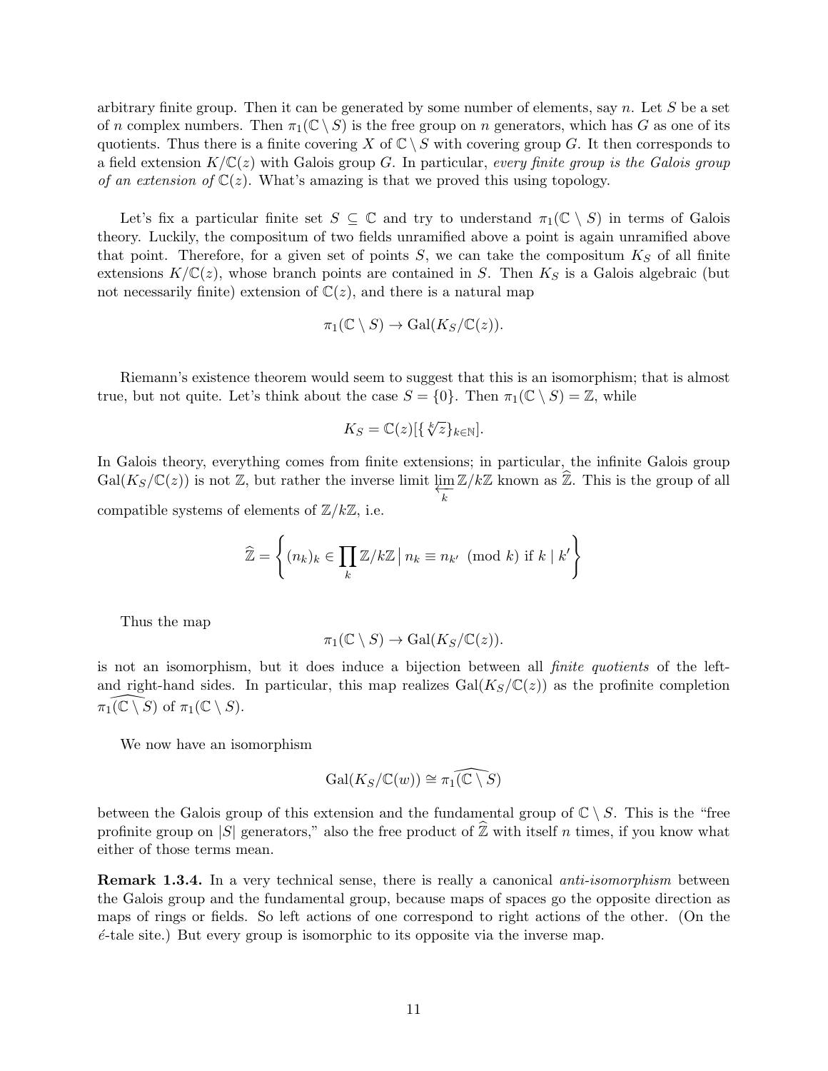arbitrary finite group. Then it can be generated by some number of elements, say $n$. Let $S$ be a set of $n$ complex numbers. Then $\pi_1(\mathbb{C} \setminus S)$ is the free group on $n$ generators, which has $G$ as one of its quotients. Thus there is a finite covering $X$ of $\mathbb{C} \setminus S$ with covering group $G$. It then corresponds to a field extension $K/\mathbb{C}(z)$ with Galois group $G$. In particular, *every finite group is the Galois group of an extension of* $\mathbb{C}(z)$. What's amazing is that we proved this using topology.

Let's fix a particular finite set $S \subseteq \mathbb{C}$ and try to understand $\pi_1(\mathbb{C} \setminus S)$ in terms of Galois theory. Luckily, the compositum of two fields unramified above a point is again unramified above that point. Therefore, for a given set of points $S$, we can take the compositum $K_S$ of all finite extensions $K/\mathbb{C}(z)$, whose branch points are contained in $S$. Then $K_S$ is a Galois algebraic (but not necessarily finite) extension of $\mathbb{C}(z)$, and there is a natural map

$$\pi_1(\mathbb{C} \setminus S) \to \mathrm{Gal}(K_S/\mathbb{C}(z)).$$

Riemann's existence theorem would seem to suggest that this is an isomorphism; that is almost true, but not quite. Let's think about the case $S = \{0\}$. Then $\pi_1(\mathbb{C} \setminus S) = \mathbb{Z}$, while

$$K_S = \mathbb{C}(z)[\{\sqrt[k]{z}\}_{k \in \mathbb{N}}].$$

In Galois theory, everything comes from finite extensions; in particular, the infinite Galois group $\mathrm{Gal}(K_S/\mathbb{C}(z))$ is not $\mathbb{Z}$, but rather the inverse limit $\varprojlim_k \mathbb{Z}/k\mathbb{Z}$ known as $\widehat{\mathbb{Z}}$. This is the group of all compatible systems of elements of $\mathbb{Z}/k\mathbb{Z}$, i.e.

$$\widehat{\mathbb{Z}} = \left\{ (n_k)_k \in \prod_k \mathbb{Z}/k\mathbb{Z} \,\middle|\, n_k \equiv n_{k'} \pmod{k} \text{ if } k \mid k' \right\}$$

Thus the map

$$\pi_1(\mathbb{C} \setminus S) \to \mathrm{Gal}(K_S/\mathbb{C}(z)).$$

is not an isomorphism, but it does induce a bijection between all *finite quotients* of the left- and right-hand sides. In particular, this map realizes $\mathrm{Gal}(K_S/\mathbb{C}(z))$ as the profinite completion $\pi_1\widehat{(\mathbb{C} \setminus S)}$ of $\pi_1(\mathbb{C} \setminus S)$.

We now have an isomorphism

$$\mathrm{Gal}(K_S/\mathbb{C}(w)) \cong \pi_1\widehat{(\mathbb{C} \setminus S)}$$

between the Galois group of this extension and the fundamental group of $\mathbb{C} \setminus S$. This is the "free profinite group on $|S|$ generators," also the free product of $\widehat{\mathbb{Z}}$ with itself $n$ times, if you know what either of those terms mean.

**Remark 1.3.4.** In a very technical sense, there is really a canonical *anti-isomorphism* between the Galois group and the fundamental group, because maps of spaces go the opposite direction as maps of rings or fields. So left actions of one correspond to right actions of the other. (On the *é*-tale site.) But every group is isomorphic to its opposite via the inverse map.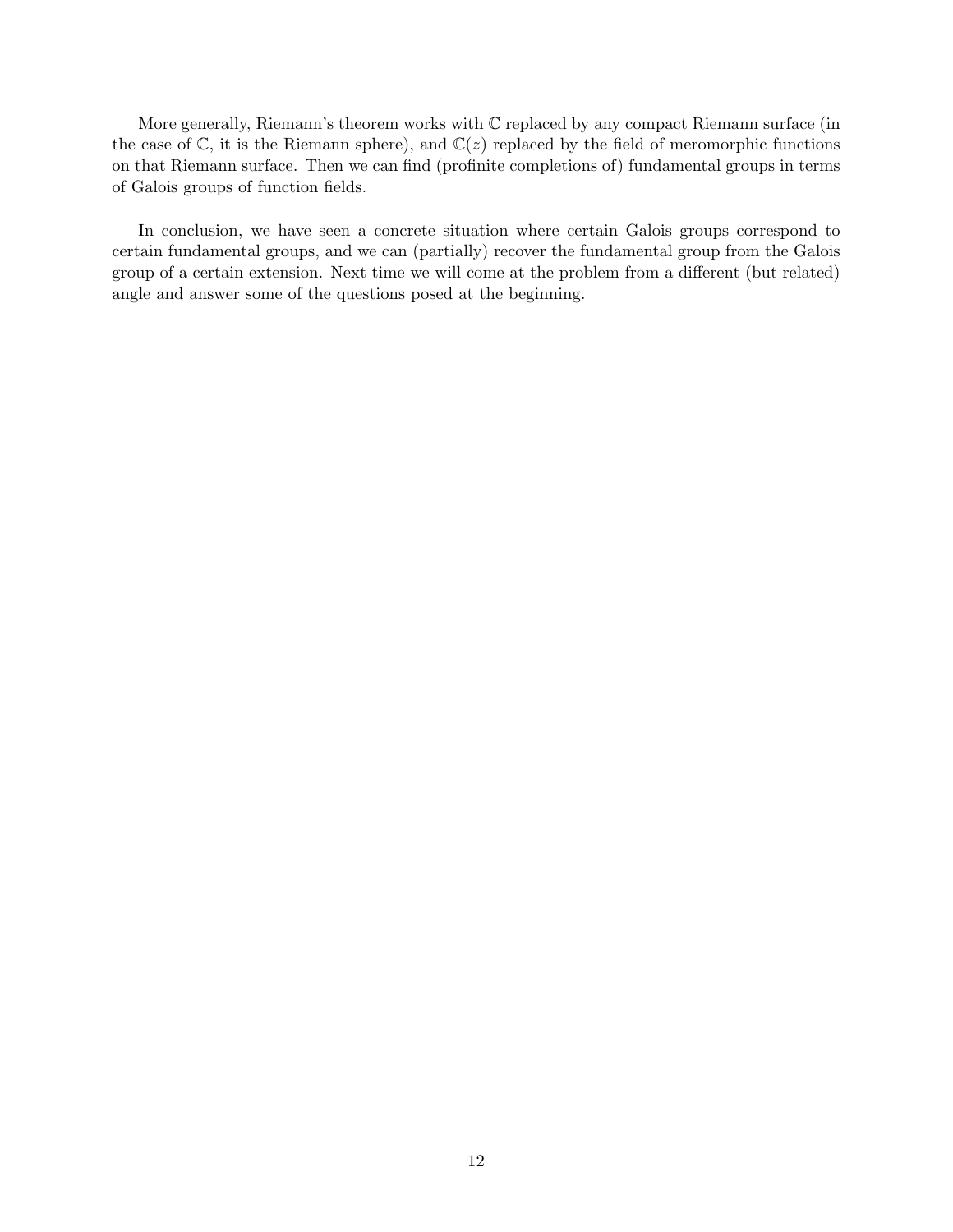More generally, Riemann's theorem works with $\mathbb{C}$ replaced by any compact Riemann surface (in the case of $\mathbb{C}$, it is the Riemann sphere), and $\mathbb{C}(z)$ replaced by the field of meromorphic functions on that Riemann surface. Then we can find (profinite completions of) fundamental groups in terms of Galois groups of function fields.

In conclusion, we have seen a concrete situation where certain Galois groups correspond to certain fundamental groups, and we can (partially) recover the fundamental group from the Galois group of a certain extension. Next time we will come at the problem from a different (but related) angle and answer some of the questions posed at the beginning.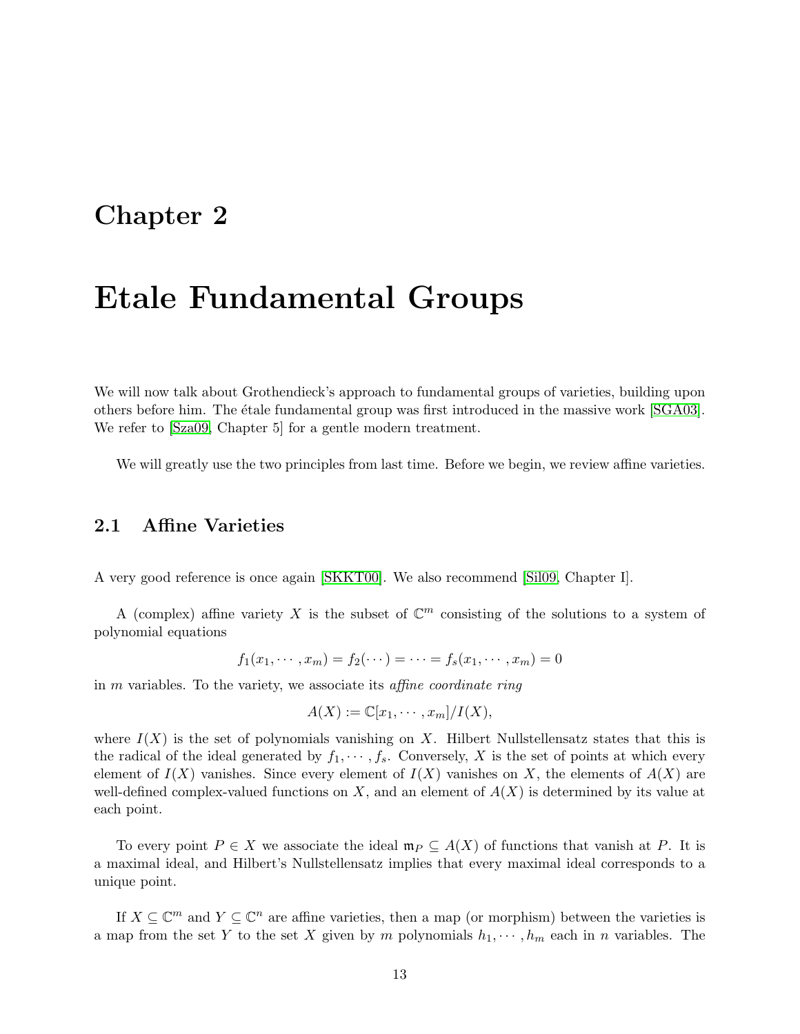# Chapter 2

# Etale Fundamental Groups

We will now talk about Grothendieck's approach to fundamental groups of varieties, building upon others before him. The étale fundamental group was first introduced in the massive work [SGA03]. We refer to [Sza09, Chapter 5] for a gentle modern treatment.

We will greatly use the two principles from last time. Before we begin, we review affine varieties.

## 2.1 Affine Varieties

A very good reference is once again [SKKT00]. We also recommend [Sil09, Chapter I].

A (complex) affine variety $X$ is the subset of $\mathbb{C}^m$ consisting of the solutions to a system of polynomial equations

$$f_1(x_1, \cdots, x_m) = f_2(\cdots) = \cdots = f_s(x_1, \cdots, x_m) = 0$$

in $m$ variables. To the variety, we associate its *affine coordinate ring*

$$A(X) := \mathbb{C}[x_1, \cdots, x_m]/I(X),$$

where $I(X)$ is the set of polynomials vanishing on $X$. Hilbert Nullstellensatz states that this is the radical of the ideal generated by $f_1, \cdots, f_s$. Conversely, $X$ is the set of points at which every element of $I(X)$ vanishes. Since every element of $I(X)$ vanishes on $X$, the elements of $A(X)$ are well-defined complex-valued functions on $X$, and an element of $A(X)$ is determined by its value at each point.

To every point $P \in X$ we associate the ideal $\mathfrak{m}_P \subseteq A(X)$ of functions that vanish at $P$. It is a maximal ideal, and Hilbert's Nullstellensatz implies that every maximal ideal corresponds to a unique point.

If $X \subseteq \mathbb{C}^m$ and $Y \subseteq \mathbb{C}^n$ are affine varieties, then a map (or morphism) between the varieties is a map from the set $Y$ to the set $X$ given by $m$ polynomials $h_1, \cdots, h_m$ each in $n$ variables. The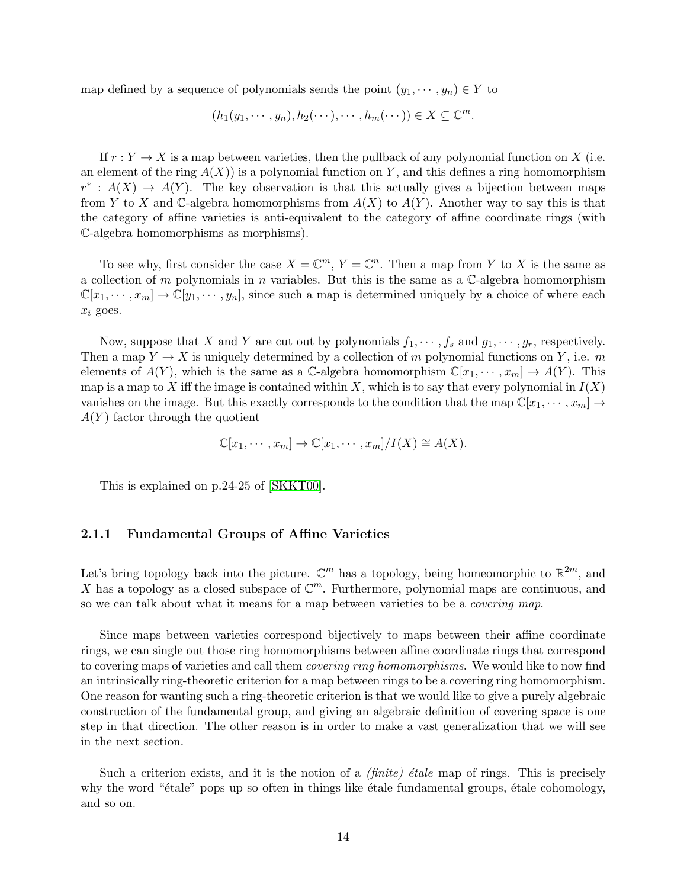map defined by a sequence of polynomials sends the point $(y_1, \cdots, y_n) \in Y$ to

$$(h_1(y_1, \cdots, y_n), h_2(\cdots), \cdots, h_m(\cdots)) \in X \subseteq \mathbb{C}^m.$$

If $r : Y \to X$ is a map between varieties, then the pullback of any polynomial function on $X$ (i.e. an element of the ring $A(X)$) is a polynomial function on $Y$, and this defines a ring homomorphism $r^* : A(X) \to A(Y)$. The key observation is that this actually gives a bijection between maps from $Y$ to $X$ and $\mathbb{C}$-algebra homomorphisms from $A(X)$ to $A(Y)$. Another way to say this is that the category of affine varieties is anti-equivalent to the category of affine coordinate rings (with $\mathbb{C}$-algebra homomorphisms as morphisms).

To see why, first consider the case $X = \mathbb{C}^m$, $Y = \mathbb{C}^n$. Then a map from $Y$ to $X$ is the same as a collection of $m$ polynomials in $n$ variables. But this is the same as a $\mathbb{C}$-algebra homomorphism $\mathbb{C}[x_1, \cdots, x_m] \to \mathbb{C}[y_1, \cdots, y_n]$, since such a map is determined uniquely by a choice of where each $x_i$ goes.

Now, suppose that $X$ and $Y$ are cut out by polynomials $f_1, \cdots, f_s$ and $g_1, \cdots, g_r$, respectively. Then a map $Y \to X$ is uniquely determined by a collection of $m$ polynomial functions on $Y$, i.e. $m$ elements of $A(Y)$, which is the same as a $\mathbb{C}$-algebra homomorphism $\mathbb{C}[x_1, \cdots, x_m] \to A(Y)$. This map is a map to $X$ iff the image is contained within $X$, which is to say that every polynomial in $I(X)$ vanishes on the image. But this exactly corresponds to the condition that the map $\mathbb{C}[x_1, \cdots, x_m] \to A(Y)$ factor through the quotient

$$\mathbb{C}[x_1, \cdots, x_m] \to \mathbb{C}[x_1, \cdots, x_m]/I(X) \cong A(X).$$

This is explained on p.24-25 of [SKKT00].

### 2.1.1 Fundamental Groups of Affine Varieties

Let's bring topology back into the picture. $\mathbb{C}^m$ has a topology, being homeomorphic to $\mathbb{R}^{2m}$, and $X$ has a topology as a closed subspace of $\mathbb{C}^m$. Furthermore, polynomial maps are continuous, and so we can talk about what it means for a map between varieties to be a *covering map*.

Since maps between varieties correspond bijectively to maps between their affine coordinate rings, we can single out those ring homomorphisms between affine coordinate rings that correspond to covering maps of varieties and call them *covering ring homomorphisms*. We would like to now find an intrinsically ring-theoretic criterion for a map between rings to be a covering ring homomorphism. One reason for wanting such a ring-theoretic criterion is that we would like to give a purely algebraic construction of the fundamental group, and giving an algebraic definition of covering space is one step in that direction. The other reason is in order to make a vast generalization that we will see in the next section.

Such a criterion exists, and it is the notion of a *(finite) étale* map of rings. This is precisely why the word "étale" pops up so often in things like étale fundamental groups, étale cohomology, and so on.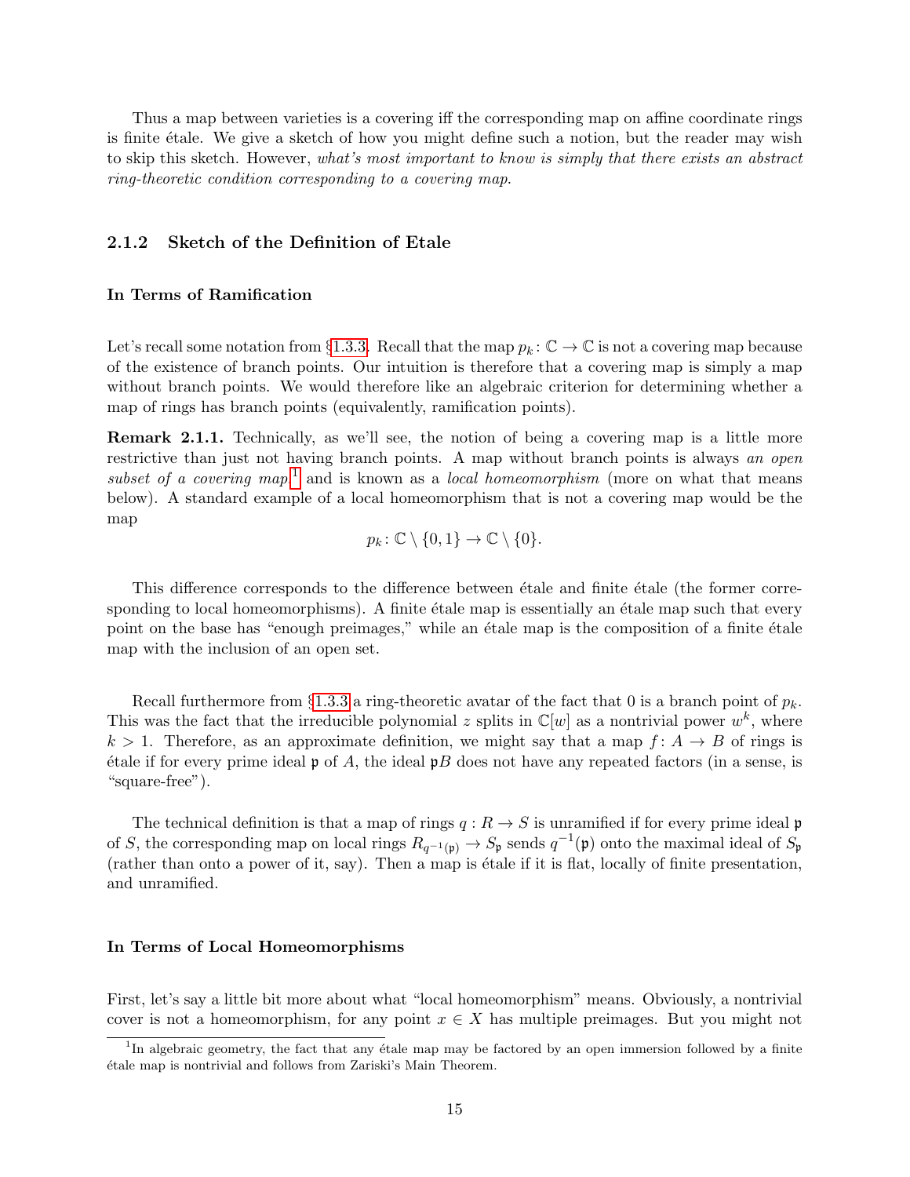Thus a map between varieties is a covering iff the corresponding map on affine coordinate rings is finite étale. We give a sketch of how you might define such a notion, but the reader may wish to skip this sketch. However, *what's most important to know is simply that there exists an abstract ring-theoretic condition corresponding to a covering map*.

### 2.1.2 Sketch of the Definition of Etale

#### In Terms of Ramification

Let's recall some notation from §1.3.3. Recall that the map $p_k \colon \mathbb{C} \to \mathbb{C}$ is not a covering map because of the existence of branch points. Our intuition is therefore that a covering map is simply a map without branch points. We would therefore like an algebraic criterion for determining whether a map of rings has branch points (equivalently, ramification points).

**Remark 2.1.1.** Technically, as we'll see, the notion of being a covering map is a little more restrictive than just not having branch points. A map without branch points is always *an open subset of a covering map*[1] and is known as a *local homeomorphism* (more on what that means below). A standard example of a local homeomorphism that is not a covering map would be the map

$$p_k \colon \mathbb{C} \setminus \{0, 1\} \to \mathbb{C} \setminus \{0\}.$$

This difference corresponds to the difference between étale and finite étale (the former corresponding to local homeomorphisms). A finite étale map is essentially an étale map such that every point on the base has "enough preimages," while an étale map is the composition of a finite étale map with the inclusion of an open set.

Recall furthermore from §1.3.3 a ring-theoretic avatar of the fact that 0 is a branch point of $p_k$. This was the fact that the irreducible polynomial $z$ splits in $\mathbb{C}[w]$ as a nontrivial power $w^k$, where $k > 1$. Therefore, as an approximate definition, we might say that a map $f \colon A \to B$ of rings is étale if for every prime ideal $\mathfrak{p}$ of $A$, the ideal $\mathfrak{p}B$ does not have any repeated factors (in a sense, is "square-free").

The technical definition is that a map of rings $q : R \to S$ is unramified if for every prime ideal $\mathfrak{p}$ of $S$, the corresponding map on local rings $R_{q^{-1}(\mathfrak{p})} \to S_{\mathfrak{p}}$ sends $q^{-1}(\mathfrak{p})$ onto the maximal ideal of $S_{\mathfrak{p}}$ (rather than onto a power of it, say). Then a map is étale if it is flat, locally of finite presentation, and unramified.

#### In Terms of Local Homeomorphisms

First, let's say a little bit more about what "local homeomorphism" means. Obviously, a nontrivial cover is not a homeomorphism, for any point $x \in X$ has multiple preimages. But you might not

[1] In algebraic geometry, the fact that any étale map may be factored by an open immersion followed by a finite étale map is nontrivial and follows from Zariski's Main Theorem.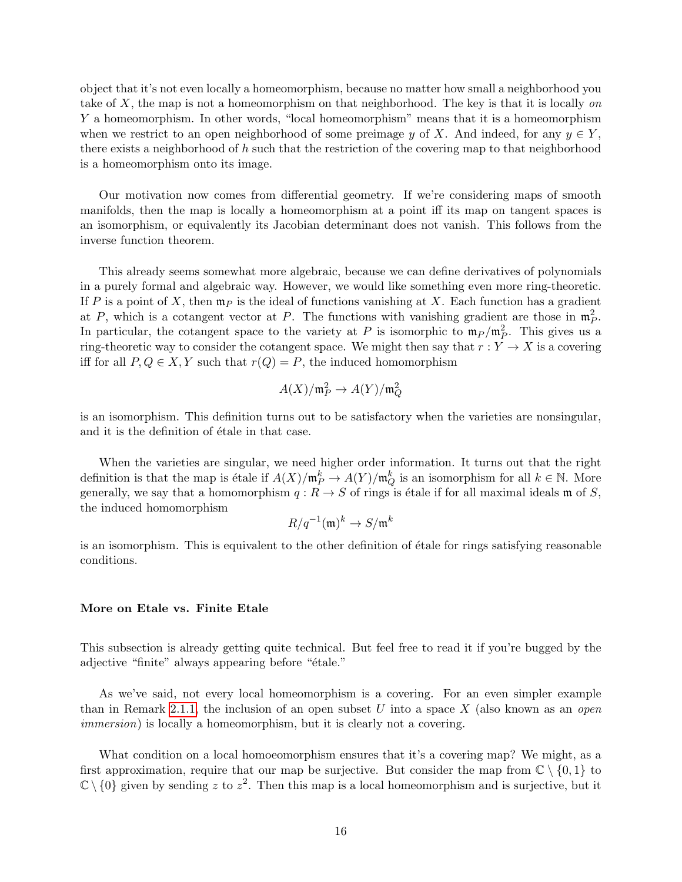object that it's not even locally a homeomorphism, because no matter how small a neighborhood you take of $X$, the map is not a homeomorphism on that neighborhood. The key is that it is locally *on* $Y$ a homeomorphism. In other words, "local homeomorphism" means that it is a homeomorphism when we restrict to an open neighborhood of some preimage $y$ of $X$. And indeed, for any $y \in Y$, there exists a neighborhood of $h$ such that the restriction of the covering map to that neighborhood is a homeomorphism onto its image.

Our motivation now comes from differential geometry. If we're considering maps of smooth manifolds, then the map is locally a homeomorphism at a point iff its map on tangent spaces is an isomorphism, or equivalently its Jacobian determinant does not vanish. This follows from the inverse function theorem.

This already seems somewhat more algebraic, because we can define derivatives of polynomials in a purely formal and algebraic way. However, we would like something even more ring-theoretic. If $P$ is a point of $X$, then $\mathfrak{m}_P$ is the ideal of functions vanishing at $X$. Each function has a gradient at $P$, which is a cotangent vector at $P$. The functions with vanishing gradient are those in $\mathfrak{m}_P^2$. In particular, the cotangent space to the variety at $P$ is isomorphic to $\mathfrak{m}_P/\mathfrak{m}_P^2$. This gives us a ring-theoretic way to consider the cotangent space. We might then say that $r : Y \to X$ is a covering iff for all $P, Q \in X, Y$ such that $r(Q) = P$, the induced homomorphism

$$A(X)/\mathfrak{m}_P^2 \to A(Y)/\mathfrak{m}_Q^2$$

is an isomorphism. This definition turns out to be satisfactory when the varieties are nonsingular, and it is the definition of étale in that case.

When the varieties are singular, we need higher order information. It turns out that the right definition is that the map is étale if $A(X)/\mathfrak{m}_P^k \to A(Y)/\mathfrak{m}_Q^k$ is an isomorphism for all $k \in \mathbb{N}$. More generally, we say that a homomorphism $q : R \to S$ of rings is étale if for all maximal ideals $\mathfrak{m}$ of $S$, the induced homomorphism

$$R/q^{-1}(\mathfrak{m})^k \to S/\mathfrak{m}^k$$

is an isomorphism. This is equivalent to the other definition of étale for rings satisfying reasonable conditions.

**More on Etale vs. Finite Etale**

This subsection is already getting quite technical. But feel free to read it if you're bugged by the adjective "finite" always appearing before "étale."

As we've said, not every local homeomorphism is a covering. For an even simpler example than in Remark 2.1.1, the inclusion of an open subset $U$ into a space $X$ (also known as an *open immersion*) is locally a homeomorphism, but it is clearly not a covering.

What condition on a local homoeomorphism ensures that it's a covering map? We might, as a first approximation, require that our map be surjective. But consider the map from $\mathbb{C} \setminus \{0, 1\}$ to $\mathbb{C} \setminus \{0\}$ given by sending $z$ to $z^2$. Then this map is a local homeomorphism and is surjective, but it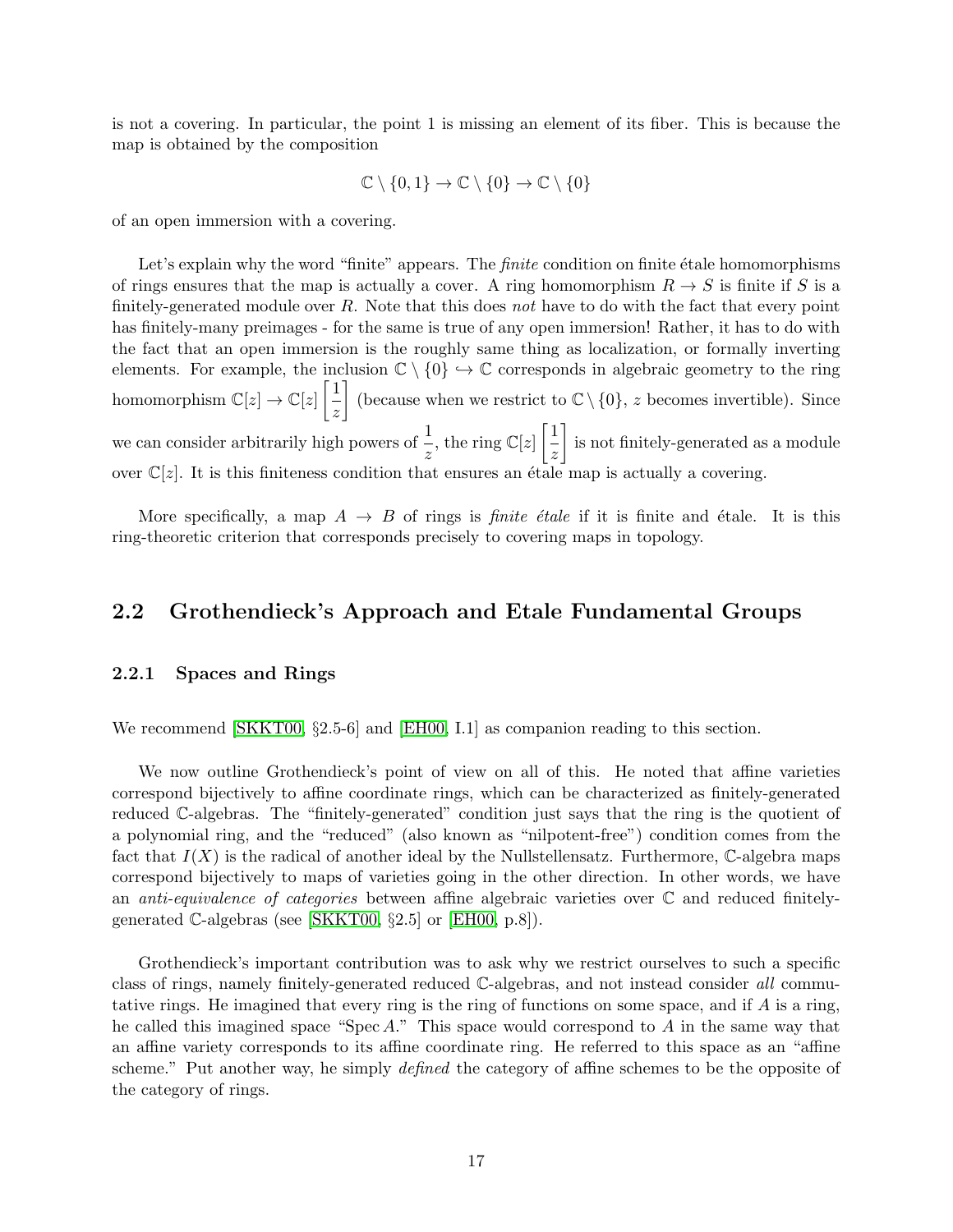is not a covering. In particular, the point 1 is missing an element of its fiber. This is because the map is obtained by the composition

$$\mathbb{C} \setminus \{0, 1\} \to \mathbb{C} \setminus \{0\} \to \mathbb{C} \setminus \{0\}$$

of an open immersion with a covering.

Let's explain why the word "finite" appears. The *finite* condition on finite étale homomorphisms of rings ensures that the map is actually a cover. A ring homomorphism $R \to S$ is finite if $S$ is a finitely-generated module over $R$. Note that this does *not* have to do with the fact that every point has finitely-many preimages - for the same is true of any open immersion! Rather, it has to do with the fact that an open immersion is the roughly same thing as localization, or formally inverting elements. For example, the inclusion $\mathbb{C} \setminus \{0\} \hookrightarrow \mathbb{C}$ corresponds in algebraic geometry to the ring homomorphism $\mathbb{C}[z] \to \mathbb{C}[z]\left[\frac{1}{z}\right]$ (because when we restrict to $\mathbb{C} \setminus \{0\}$, $z$ becomes invertible). Since we can consider arbitrarily high powers of $\frac{1}{z}$, the ring $\mathbb{C}[z]\left[\frac{1}{z}\right]$ is not finitely-generated as a module over $\mathbb{C}[z]$. It is this finiteness condition that ensures an étale map is actually a covering.

More specifically, a map $A \to B$ of rings is *finite étale* if it is finite and étale. It is this ring-theoretic criterion that corresponds precisely to covering maps in topology.

## 2.2 Grothendieck's Approach and Etale Fundamental Groups

### 2.2.1 Spaces and Rings

We recommend [SKKT00, §2.5-6] and [EH00, I.1] as companion reading to this section.

We now outline Grothendieck's point of view on all of this. He noted that affine varieties correspond bijectively to affine coordinate rings, which can be characterized as finitely-generated reduced $\mathbb{C}$-algebras. The "finitely-generated" condition just says that the ring is the quotient of a polynomial ring, and the "reduced" (also known as "nilpotent-free") condition comes from the fact that $I(X)$ is the radical of another ideal by the Nullstellensatz. Furthermore, $\mathbb{C}$-algebra maps correspond bijectively to maps of varieties going in the other direction. In other words, we have an *anti-equivalence of categories* between affine algebraic varieties over $\mathbb{C}$ and reduced finitely-generated $\mathbb{C}$-algebras (see [SKKT00, §2.5] or [EH00, p.8]).

Grothendieck's important contribution was to ask why we restrict ourselves to such a specific class of rings, namely finitely-generated reduced $\mathbb{C}$-algebras, and not instead consider *all* commutative rings. He imagined that every ring is the ring of functions on some space, and if $A$ is a ring, he called this imagined space "Spec $A$." This space would correspond to $A$ in the same way that an affine variety corresponds to its affine coordinate ring. He referred to this space as an "affine scheme." Put another way, he simply *defined* the category of affine schemes to be the opposite of the category of rings.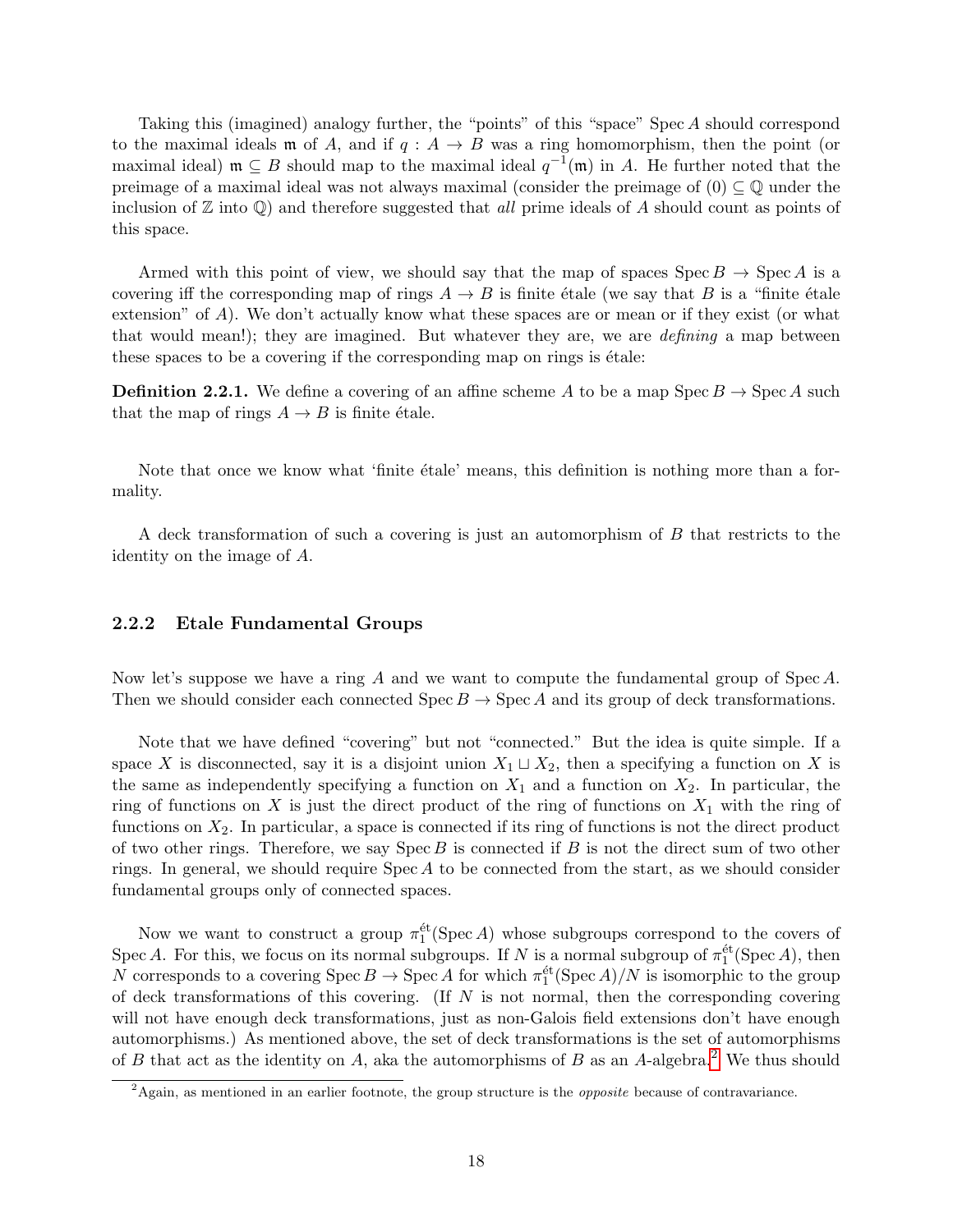Taking this (imagined) analogy further, the "points" of this "space" $\operatorname{Spec} A$ should correspond to the maximal ideals $\mathfrak{m}$ of $A$, and if $q : A \to B$ was a ring homomorphism, then the point (or maximal ideal) $\mathfrak{m} \subseteq B$ should map to the maximal ideal $q^{-1}(\mathfrak{m})$ in $A$. He further noted that the preimage of a maximal ideal was not always maximal (consider the preimage of $(0) \subseteq \mathbb{Q}$ under the inclusion of $\mathbb{Z}$ into $\mathbb{Q}$) and therefore suggested that *all* prime ideals of $A$ should count as points of this space.

Armed with this point of view, we should say that the map of spaces $\operatorname{Spec} B \to \operatorname{Spec} A$ is a covering iff the corresponding map of rings $A \to B$ is finite étale (we say that $B$ is a "finite étale extension" of $A$). We don't actually know what these spaces are or mean or if they exist (or what that would mean!); they are imagined. But whatever they are, we are *defining* a map between these spaces to be a covering if the corresponding map on rings is étale:

**Definition 2.2.1.** We define a covering of an affine scheme $A$ to be a map $\operatorname{Spec} B \to \operatorname{Spec} A$ such that the map of rings $A \to B$ is finite étale.

Note that once we know what 'finite étale' means, this definition is nothing more than a formality.

A deck transformation of such a covering is just an automorphism of $B$ that restricts to the identity on the image of $A$.

### 2.2.2 Etale Fundamental Groups

Now let's suppose we have a ring $A$ and we want to compute the fundamental group of $\operatorname{Spec} A$. Then we should consider each connected $\operatorname{Spec} B \to \operatorname{Spec} A$ and its group of deck transformations.

Note that we have defined "covering" but not "connected." But the idea is quite simple. If a space $X$ is disconnected, say it is a disjoint union $X_1 \sqcup X_2$, then a specifying a function on $X$ is the same as independently specifying a function on $X_1$ and a function on $X_2$. In particular, the ring of functions on $X$ is just the direct product of the ring of functions on $X_1$ with the ring of functions on $X_2$. In particular, a space is connected if its ring of functions is not the direct product of two other rings. Therefore, we say $\operatorname{Spec} B$ is connected if $B$ is not the direct sum of two other rings. In general, we should require $\operatorname{Spec} A$ to be connected from the start, as we should consider fundamental groups only of connected spaces.

Now we want to construct a group $\pi_1^{\text{ét}}(\operatorname{Spec} A)$ whose subgroups correspond to the covers of $\operatorname{Spec} A$. For this, we focus on its normal subgroups. If $N$ is a normal subgroup of $\pi_1^{\text{ét}}(\operatorname{Spec} A)$, then $N$ corresponds to a covering $\operatorname{Spec} B \to \operatorname{Spec} A$ for which $\pi_1^{\text{ét}}(\operatorname{Spec} A)/N$ is isomorphic to the group of deck transformations of this covering. (If $N$ is not normal, then the corresponding covering will not have enough deck transformations, just as non-Galois field extensions don't have enough automorphisms.) As mentioned above, the set of deck transformations is the set of automorphisms of $B$ that act as the identity on $A$, aka the automorphisms of $B$ as an $A$-algebra.[2] We thus should

[2] Again, as mentioned in an earlier footnote, the group structure is the *opposite* because of contravariance.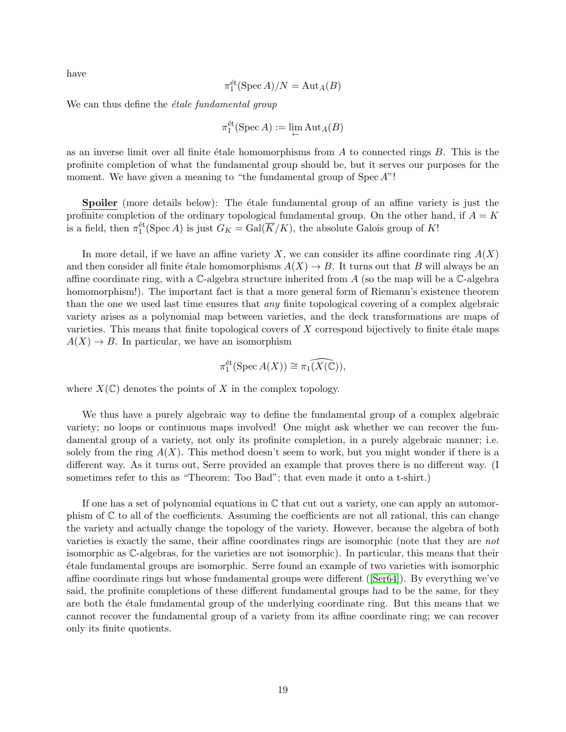have

$$\pi_1^{\text{ét}}(\operatorname{Spec} A)/N = \operatorname{Aut}_A(B)$$

We can thus define the *étale fundamental group*

$$\pi_1^{\text{ét}}(\operatorname{Spec} A) := \varprojlim \operatorname{Aut}_A(B)$$

as an inverse limit over all finite étale homomorphisms from $A$ to connected rings $B$. This is the profinite completion of what the fundamental group should be, but it serves our purposes for the moment. We have given a meaning to "the fundamental group of $\operatorname{Spec} A$"!

**Spoiler** (more details below): The étale fundamental group of an affine variety is just the profinite completion of the ordinary topological fundamental group. On the other hand, if $A = K$ is a field, then $\pi_1^{\text{ét}}(\operatorname{Spec} A)$ is just $G_K = \operatorname{Gal}(\overline{K}/K)$, the absolute Galois group of $K$!

In more detail, if we have an affine variety $X$, we can consider its affine coordinate ring $A(X)$ and then consider all finite étale homomorphisms $A(X) \to B$. It turns out that $B$ will always be an affine coordinate ring, with a $\mathbb{C}$-algebra structure inherited from $A$ (so the map will be a $\mathbb{C}$-algebra homomorphism!). The important fact is that a more general form of Riemann's existence theorem than the one we used last time ensures that *any* finite topological covering of a complex algebraic variety arises as a polynomial map between varieties, and the deck transformations are maps of varieties. This means that finite topological covers of $X$ correspond bijectively to finite étale maps $A(X) \to B$. In particular, we have an isomorphism

$$\pi_1^{\text{ét}}(\operatorname{Spec} A(X)) \cong \widehat{\pi_1(X(\mathbb{C}))},$$

where $X(\mathbb{C})$ denotes the points of $X$ in the complex topology.

We thus have a purely algebraic way to define the fundamental group of a complex algebraic variety; no loops or continuous maps involved! One might ask whether we can recover the fundamental group of a variety, not only its profinite completion, in a purely algebraic manner; i.e. solely from the ring $A(X)$. This method doesn't seem to work, but you might wonder if there is a different way. As it turns out, Serre provided an example that proves there is no different way. (I sometimes refer to this as "Theorem: Too Bad"; that even made it onto a t-shirt.)

If one has a set of polynomial equations in $\mathbb{C}$ that cut out a variety, one can apply an automorphism of $\mathbb{C}$ to all of the coefficients. Assuming the coefficients are not all rational, this can change the variety and actually change the topology of the variety. However, because the algebra of both varieties is exactly the same, their affine coordinates rings are isomorphic (note that they are *not* isomorphic as $\mathbb{C}$-algebras, for the varieties are not isomorphic). In particular, this means that their étale fundamental groups are isomorphic. Serre found an example of two varieties with isomorphic affine coordinate rings but whose fundamental groups were different ([Ser64]). By everything we've said, the profinite completions of these different fundamental groups had to be the same, for they are both the étale fundamental group of the underlying coordinate ring. But this means that we cannot recover the fundamental group of a variety from its affine coordinate ring; we can recover only its finite quotients.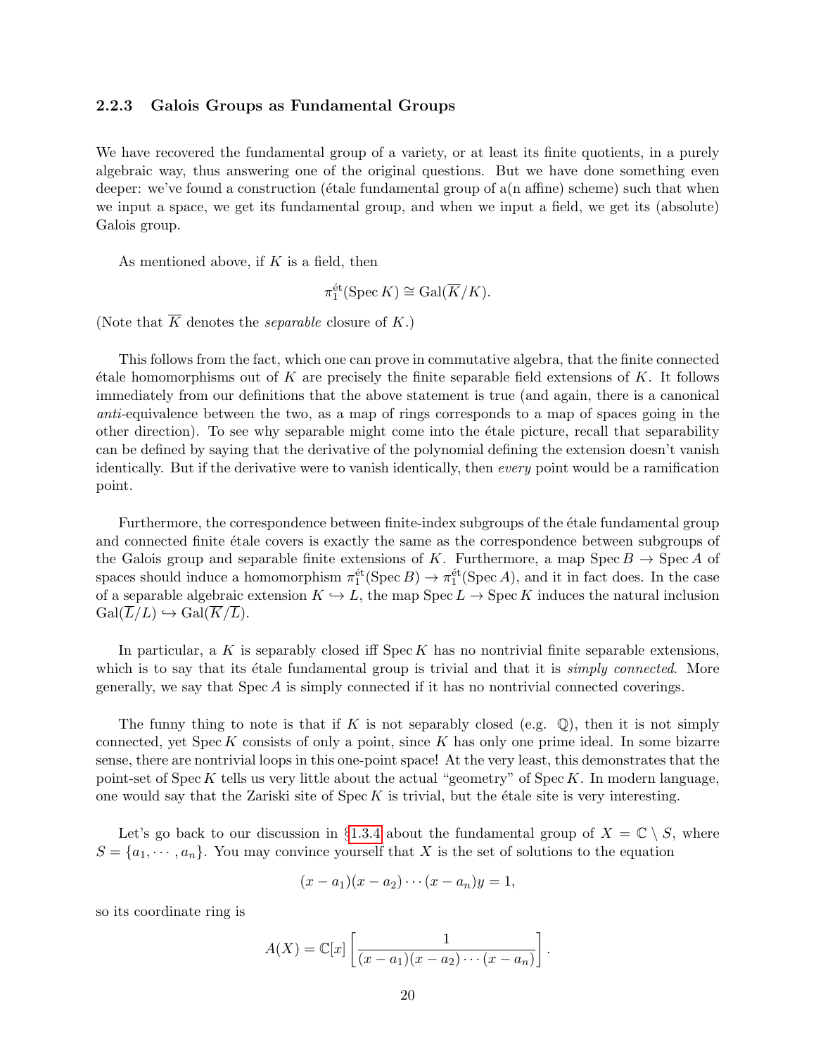### 2.2.3 Galois Groups as Fundamental Groups

We have recovered the fundamental group of a variety, or at least its finite quotients, in a purely algebraic way, thus answering one of the original questions. But we have done something even deeper: we've found a construction (étale fundamental group of a(n affine) scheme) such that when we input a space, we get its fundamental group, and when we input a field, we get its (absolute) Galois group.

As mentioned above, if $K$ is a field, then

$$\pi_1^{\text{ét}}(\operatorname{Spec} K) \cong \operatorname{Gal}(\overline{K}/K).$$

(Note that $\overline{K}$ denotes the *separable* closure of $K$.)

This follows from the fact, which one can prove in commutative algebra, that the finite connected étale homomorphisms out of $K$ are precisely the finite separable field extensions of $K$. It follows immediately from our definitions that the above statement is true (and again, there is a canonical *anti*-equivalence between the two, as a map of rings corresponds to a map of spaces going in the other direction). To see why separable might come into the étale picture, recall that separability can be defined by saying that the derivative of the polynomial defining the extension doesn't vanish identically. But if the derivative were to vanish identically, then *every* point would be a ramification point.

Furthermore, the correspondence between finite-index subgroups of the étale fundamental group and connected finite étale covers is exactly the same as the correspondence between subgroups of the Galois group and separable finite extensions of $K$. Furthermore, a map $\operatorname{Spec} B \to \operatorname{Spec} A$ of spaces should induce a homomorphism $\pi_1^{\text{ét}}(\operatorname{Spec} B) \to \pi_1^{\text{ét}}(\operatorname{Spec} A)$, and it in fact does. In the case of a separable algebraic extension $K \hookrightarrow L$, the map $\operatorname{Spec} L \to \operatorname{Spec} K$ induces the natural inclusion $\operatorname{Gal}(\overline{L}/L) \hookrightarrow \operatorname{Gal}(\overline{K}/\overline{L})$.

In particular, a $K$ is separably closed iff $\operatorname{Spec} K$ has no nontrivial finite separable extensions, which is to say that its étale fundamental group is trivial and that it is *simply connected*. More generally, we say that $\operatorname{Spec} A$ is simply connected if it has no nontrivial connected coverings.

The funny thing to note is that if $K$ is not separably closed (e.g. $\mathbb{Q}$), then it is not simply connected, yet $\operatorname{Spec} K$ consists of only a point, since $K$ has only one prime ideal. In some bizarre sense, there are nontrivial loops in this one-point space! At the very least, this demonstrates that the point-set of $\operatorname{Spec} K$ tells us very little about the actual "geometry" of $\operatorname{Spec} K$. In modern language, one would say that the Zariski site of $\operatorname{Spec} K$ is trivial, but the étale site is very interesting.

Let's go back to our discussion in §1.3.4 about the fundamental group of $X = \mathbb{C} \setminus S$, where $S = \{a_1, \cdots, a_n\}$. You may convince yourself that $X$ is the set of solutions to the equation

$$(x - a_1)(x - a_2) \cdots (x - a_n)y = 1,$$

so its coordinate ring is

$$A(X) = \mathbb{C}[x]\left[\frac{1}{(x - a_1)(x - a_2) \cdots (x - a_n)}\right].$$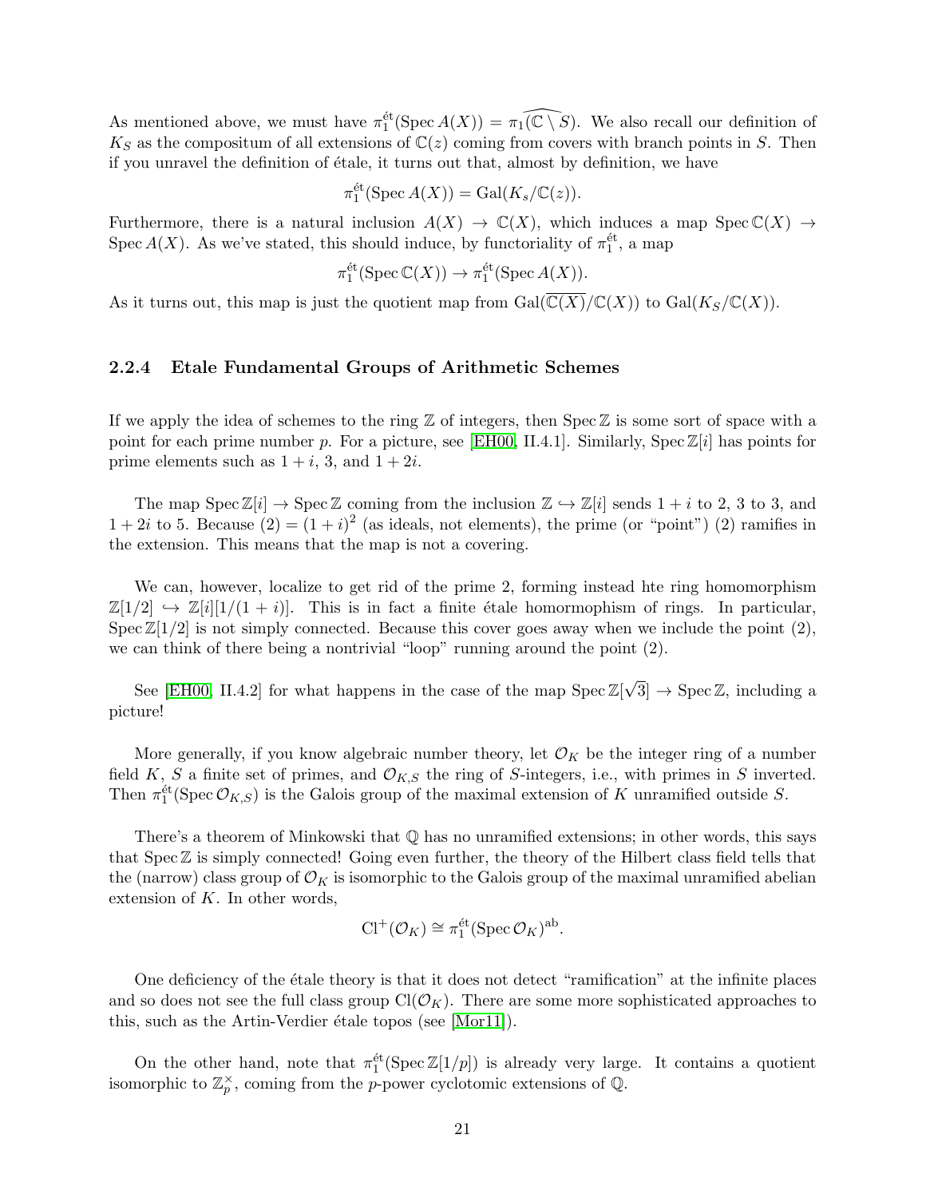As mentioned above, we must have $\pi_1^{\text{ét}}(\operatorname{Spec} A(X)) = \widehat{\pi_1(\mathbb{C} \setminus S)}$. We also recall our definition of $K_S$ as the compositum of all extensions of $\mathbb{C}(z)$ coming from covers with branch points in $S$. Then if you unravel the definition of étale, it turns out that, almost by definition, we have

$$\pi_1^{\text{ét}}(\operatorname{Spec} A(X)) = \operatorname{Gal}(K_s/\mathbb{C}(z)).$$

Furthermore, there is a natural inclusion $A(X) \to \mathbb{C}(X)$, which induces a map $\operatorname{Spec} \mathbb{C}(X) \to \operatorname{Spec} A(X)$. As we've stated, this should induce, by functoriality of $\pi_1^{\text{ét}}$, a map

$$\pi_1^{\text{ét}}(\operatorname{Spec} \mathbb{C}(X)) \to \pi_1^{\text{ét}}(\operatorname{Spec} A(X)).$$

As it turns out, this map is just the quotient map from $\operatorname{Gal}(\overline{\mathbb{C}(X)}/\mathbb{C}(X))$ to $\operatorname{Gal}(K_S/\mathbb{C}(X))$.

### 2.2.4 Etale Fundamental Groups of Arithmetic Schemes

If we apply the idea of schemes to the ring $\mathbb{Z}$ of integers, then $\operatorname{Spec} \mathbb{Z}$ is some sort of space with a point for each prime number $p$. For a picture, see [EH00, II.4.1]. Similarly, $\operatorname{Spec} \mathbb{Z}[i]$ has points for prime elements such as $1+i$, 3, and $1+2i$.

The map $\operatorname{Spec} \mathbb{Z}[i] \to \operatorname{Spec} \mathbb{Z}$ coming from the inclusion $\mathbb{Z} \hookrightarrow \mathbb{Z}[i]$ sends $1+i$ to 2, 3 to 3, and $1+2i$ to 5. Because $(2) = (1+i)^2$ (as ideals, not elements), the prime (or "point") (2) ramifies in the extension. This means that the map is not a covering.

We can, however, localize to get rid of the prime 2, forming instead hte ring homomorphism $\mathbb{Z}[1/2] \hookrightarrow \mathbb{Z}[i][1/(1+i)]$. This is in fact a finite étale homormophism of rings. In particular, $\operatorname{Spec} \mathbb{Z}[1/2]$ is not simply connected. Because this cover goes away when we include the point (2), we can think of there being a nontrivial "loop" running around the point (2).

See [EH00, II.4.2] for what happens in the case of the map $\operatorname{Spec} \mathbb{Z}[\sqrt{3}] \to \operatorname{Spec} \mathbb{Z}$, including a picture!

More generally, if you know algebraic number theory, let $\mathcal{O}_K$ be the integer ring of a number field $K$, $S$ a finite set of primes, and $\mathcal{O}_{K,S}$ the ring of $S$-integers, i.e., with primes in $S$ inverted. Then $\pi_1^{\text{ét}}(\operatorname{Spec} \mathcal{O}_{K,S})$ is the Galois group of the maximal extension of $K$ unramified outside $S$.

There's a theorem of Minkowski that $\mathbb{Q}$ has no unramified extensions; in other words, this says that $\operatorname{Spec} \mathbb{Z}$ is simply connected! Going even further, the theory of the Hilbert class field tells that the (narrow) class group of $\mathcal{O}_K$ is isomorphic to the Galois group of the maximal unramified abelian extension of $K$. In other words,

$$\operatorname{Cl}^+(\mathcal{O}_K) \cong \pi_1^{\text{ét}}(\operatorname{Spec} \mathcal{O}_K)^{\text{ab}}.$$

One deficiency of the étale theory is that it does not detect "ramification" at the infinite places and so does not see the full class group $\operatorname{Cl}(\mathcal{O}_K)$. There are some more sophisticated approaches to this, such as the Artin-Verdier étale topos (see [Mor11]).

On the other hand, note that $\pi_1^{\text{ét}}(\operatorname{Spec} \mathbb{Z}[1/p])$ is already very large. It contains a quotient isomorphic to $\mathbb{Z}_p^\times$, coming from the $p$-power cyclotomic extensions of $\mathbb{Q}$.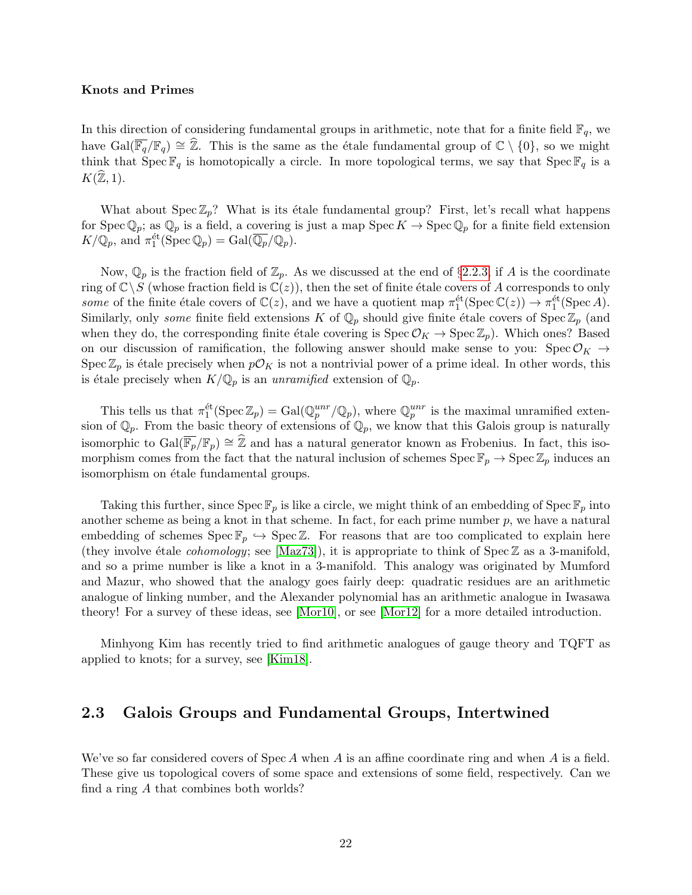**Knots and Primes**

In this direction of considering fundamental groups in arithmetic, note that for a finite field $\mathbb{F}_q$, we have $\mathrm{Gal}(\overline{\mathbb{F}_q}/\mathbb{F}_q) \cong \widehat{\mathbb{Z}}$. This is the same as the étale fundamental group of $\mathbb{C} \setminus \{0\}$, so we might think that $\operatorname{Spec} \mathbb{F}_q$ is homotopically a circle. In more topological terms, we say that $\operatorname{Spec} \mathbb{F}_q$ is a $K(\widehat{\mathbb{Z}}, 1)$.

What about $\operatorname{Spec} \mathbb{Z}_p$? What is its étale fundamental group? First, let's recall what happens for $\operatorname{Spec} \mathbb{Q}_p$; as $\mathbb{Q}_p$ is a field, a covering is just a map $\operatorname{Spec} K \to \operatorname{Spec} \mathbb{Q}_p$ for a finite field extension $K/\mathbb{Q}_p$, and $\pi_1^{\text{ét}}(\operatorname{Spec} \mathbb{Q}_p) = \mathrm{Gal}(\overline{\mathbb{Q}_p}/\mathbb{Q}_p)$.

Now, $\mathbb{Q}_p$ is the fraction field of $\mathbb{Z}_p$. As we discussed at the end of §2.2.3, if $A$ is the coordinate ring of $\mathbb{C} \setminus S$ (whose fraction field is $\mathbb{C}(z)$), then the set of finite étale covers of $A$ corresponds to only *some* of the finite étale covers of $\mathbb{C}(z)$, and we have a quotient map $\pi_1^{\text{ét}}(\operatorname{Spec} \mathbb{C}(z)) \to \pi_1^{\text{ét}}(\operatorname{Spec} A)$. Similarly, only *some* finite field extensions $K$ of $\mathbb{Q}_p$ should give finite étale covers of $\operatorname{Spec} \mathbb{Z}_p$ (and when they do, the corresponding finite étale covering is $\operatorname{Spec} \mathcal{O}_K \to \operatorname{Spec} \mathbb{Z}_p$). Which ones? Based on our discussion of ramification, the following answer should make sense to you: $\operatorname{Spec} \mathcal{O}_K \to \operatorname{Spec} \mathbb{Z}_p$ is étale precisely when $p\mathcal{O}_K$ is not a nontrivial power of a prime ideal. In other words, this is étale precisely when $K/\mathbb{Q}_p$ is an *unramified* extension of $\mathbb{Q}_p$.

This tells us that $\pi_1^{\text{ét}}(\operatorname{Spec} \mathbb{Z}_p) = \mathrm{Gal}(\mathbb{Q}_p^{unr}/\mathbb{Q}_p)$, where $\mathbb{Q}_p^{unr}$ is the maximal unramified extension of $\mathbb{Q}_p$. From the basic theory of extensions of $\mathbb{Q}_p$, we know that this Galois group is naturally isomorphic to $\mathrm{Gal}(\overline{\mathbb{F}_p}/\mathbb{F}_p) \cong \widehat{\mathbb{Z}}$ and has a natural generator known as Frobenius. In fact, this isomorphism comes from the fact that the natural inclusion of schemes $\operatorname{Spec} \mathbb{F}_p \to \operatorname{Spec} \mathbb{Z}_p$ induces an isomorphism on étale fundamental groups.

Taking this further, since $\operatorname{Spec} \mathbb{F}_p$ is like a circle, we might think of an embedding of $\operatorname{Spec} \mathbb{F}_p$ into another scheme as being a knot in that scheme. In fact, for each prime number $p$, we have a natural embedding of schemes $\operatorname{Spec} \mathbb{F}_p \hookrightarrow \operatorname{Spec} \mathbb{Z}$. For reasons that are too complicated to explain here (they involve étale *cohomology*; see [Maz73]), it is appropriate to think of $\operatorname{Spec} \mathbb{Z}$ as a 3-manifold, and so a prime number is like a knot in a 3-manifold. This analogy was originated by Mumford and Mazur, who showed that the analogy goes fairly deep: quadratic residues are an arithmetic analogue of linking number, and the Alexander polynomial has an arithmetic analogue in Iwasawa theory! For a survey of these ideas, see [Mor10], or see [Mor12] for a more detailed introduction.

Minhyong Kim has recently tried to find arithmetic analogues of gauge theory and TQFT as applied to knots; for a survey, see [Kim18].

## 2.3 Galois Groups and Fundamental Groups, Intertwined

We've so far considered covers of $\operatorname{Spec} A$ when $A$ is an affine coordinate ring and when $A$ is a field. These give us topological covers of some space and extensions of some field, respectively. Can we find a ring $A$ that combines both worlds?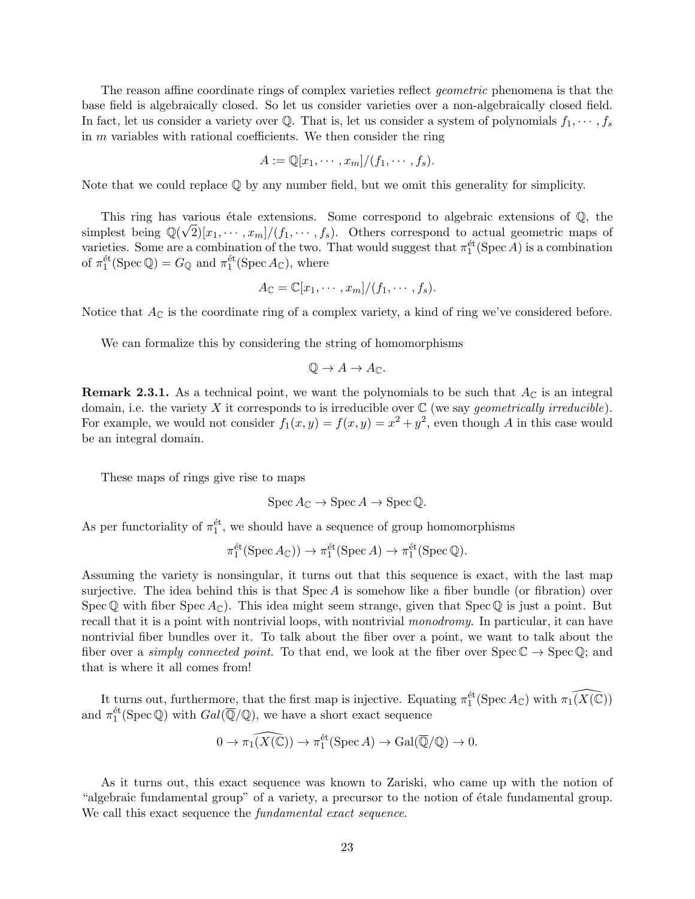The reason affine coordinate rings of complex varieties reflect *geometric* phenomena is that the base field is algebraically closed. So let us consider varieties over a non-algebraically closed field. In fact, let us consider a variety over $\mathbb{Q}$. That is, let us consider a system of polynomials $f_1, \cdots, f_s$ in $m$ variables with rational coefficients. We then consider the ring

$$A := \mathbb{Q}[x_1, \cdots, x_m]/(f_1, \cdots, f_s).$$

Note that we could replace $\mathbb{Q}$ by any number field, but we omit this generality for simplicity.

This ring has various étale extensions. Some correspond to algebraic extensions of $\mathbb{Q}$, the simplest being $\mathbb{Q}(\sqrt{2})[x_1, \cdots, x_m]/(f_1, \cdots, f_s)$. Others correspond to actual geometric maps of varieties. Some are a combination of the two. That would suggest that $\pi_1^{\text{ét}}(\operatorname{Spec} A)$ is a combination of $\pi_1^{\text{ét}}(\operatorname{Spec} \mathbb{Q}) = G_{\mathbb{Q}}$ and $\pi_1^{\text{ét}}(\operatorname{Spec} A_{\mathbb{C}})$, where

$$A_{\mathbb{C}} = \mathbb{C}[x_1, \cdots, x_m]/(f_1, \cdots, f_s).$$

Notice that $A_{\mathbb{C}}$ is the coordinate ring of a complex variety, a kind of ring we've considered before.

We can formalize this by considering the string of homomorphisms

$$\mathbb{Q} \to A \to A_{\mathbb{C}}.$$

**Remark 2.3.1.** As a technical point, we want the polynomials to be such that $A_{\mathbb{C}}$ is an integral domain, i.e. the variety $X$ it corresponds to is irreducible over $\mathbb{C}$ (we say *geometrically irreducible*). For example, we would not consider $f_1(x, y) = f(x, y) = x^2 + y^2$, even though $A$ in this case would be an integral domain.

These maps of rings give rise to maps

$$\operatorname{Spec} A_{\mathbb{C}} \to \operatorname{Spec} A \to \operatorname{Spec} \mathbb{Q}.$$

As per functoriality of $\pi_1^{\text{ét}}$, we should have a sequence of group homomorphisms

$$\pi_1^{\text{ét}}(\operatorname{Spec} A_{\mathbb{C}})) \to \pi_1^{\text{ét}}(\operatorname{Spec} A) \to \pi_1^{\text{ét}}(\operatorname{Spec} \mathbb{Q}).$$

Assuming the variety is nonsingular, it turns out that this sequence is exact, with the last map surjective. The idea behind this is that $\operatorname{Spec} A$ is somehow like a fiber bundle (or fibration) over $\operatorname{Spec} \mathbb{Q}$ with fiber $\operatorname{Spec} A_{\mathbb{C}}$). This idea might seem strange, given that $\operatorname{Spec} \mathbb{Q}$ is just a point. But recall that it is a point with nontrivial loops, with nontrivial *monodromy*. In particular, it can have nontrivial fiber bundles over it. To talk about the fiber over a point, we want to talk about the fiber over a *simply connected point*. To that end, we look at the fiber over $\operatorname{Spec} \mathbb{C} \to \operatorname{Spec} \mathbb{Q}$; and that is where it all comes from!

It turns out, furthermore, that the first map is injective. Equating $\pi_1^{\text{ét}}(\operatorname{Spec} A_{\mathbb{C}})$ with $\widehat{\pi_1(X(\mathbb{C}))}$ and $\pi_1^{\text{ét}}(\operatorname{Spec} \mathbb{Q})$ with $Gal(\overline{\mathbb{Q}}/\mathbb{Q})$, we have a short exact sequence

$$0 \to \widehat{\pi_1(X(\mathbb{C}))} \to \pi_1^{\text{ét}}(\operatorname{Spec} A) \to \operatorname{Gal}(\overline{\mathbb{Q}}/\mathbb{Q}) \to 0.$$

As it turns out, this exact sequence was known to Zariski, who came up with the notion of "algebraic fundamental group" of a variety, a precursor to the notion of étale fundamental group. We call this exact sequence the *fundamental exact sequence*.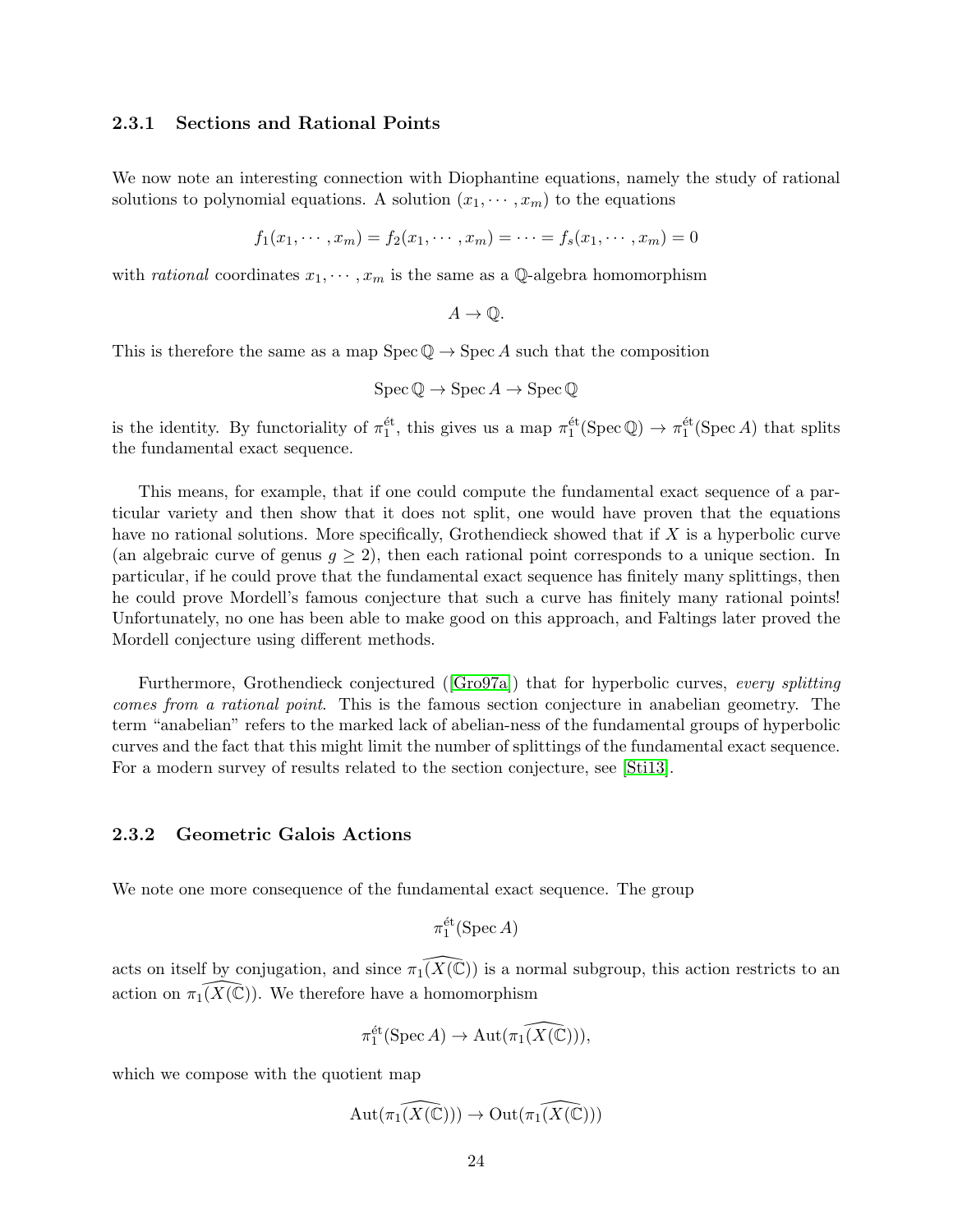### 2.3.1 Sections and Rational Points

We now note an interesting connection with Diophantine equations, namely the study of rational solutions to polynomial equations. A solution $(x_1, \cdots, x_m)$ to the equations

$$f_1(x_1, \cdots, x_m) = f_2(x_1, \cdots, x_m) = \cdots = f_s(x_1, \cdots, x_m) = 0$$

with *rational* coordinates $x_1, \cdots, x_m$ is the same as a $\mathbb{Q}$-algebra homomorphism

$$A \to \mathbb{Q}.$$

This is therefore the same as a map $\operatorname{Spec} \mathbb{Q} \to \operatorname{Spec} A$ such that the composition

$$\operatorname{Spec} \mathbb{Q} \to \operatorname{Spec} A \to \operatorname{Spec} \mathbb{Q}$$

is the identity. By functoriality of $\pi_1^{\text{ét}}$, this gives us a map $\pi_1^{\text{ét}}(\operatorname{Spec} \mathbb{Q}) \to \pi_1^{\text{ét}}(\operatorname{Spec} A)$ that splits the fundamental exact sequence.

This means, for example, that if one could compute the fundamental exact sequence of a particular variety and then show that it does not split, one would have proven that the equations have no rational solutions. More specifically, Grothendieck showed that if $X$ is a hyperbolic curve (an algebraic curve of genus $g \geq 2$), then each rational point corresponds to a unique section. In particular, if he could prove that the fundamental exact sequence has finitely many splittings, then he could prove Mordell's famous conjecture that such a curve has finitely many rational points! Unfortunately, no one has been able to make good on this approach, and Faltings later proved the Mordell conjecture using different methods.

Furthermore, Grothendieck conjectured ([Gro97a]) that for hyperbolic curves, *every splitting comes from a rational point*. This is the famous section conjecture in anabelian geometry. The term "anabelian" refers to the marked lack of abelian-ness of the fundamental groups of hyperbolic curves and the fact that this might limit the number of splittings of the fundamental exact sequence. For a modern survey of results related to the section conjecture, see [Sti13].

### 2.3.2 Geometric Galois Actions

We note one more consequence of the fundamental exact sequence. The group

$$\pi_1^{\text{ét}}(\operatorname{Spec} A)$$

acts on itself by conjugation, and since $\widehat{\pi_1(X(\mathbb{C}))}$ is a normal subgroup, this action restricts to an action on $\widehat{\pi_1(X(\mathbb{C}))}$. We therefore have a homomorphism

$$\pi_1^{\text{ét}}(\operatorname{Spec} A) \to \operatorname{Aut}(\widehat{\pi_1(X(\mathbb{C}))}),$$

which we compose with the quotient map

$$\operatorname{Aut}(\widehat{\pi_1(X(\mathbb{C}))}) \to \operatorname{Out}(\widehat{\pi_1(X(\mathbb{C}))})$$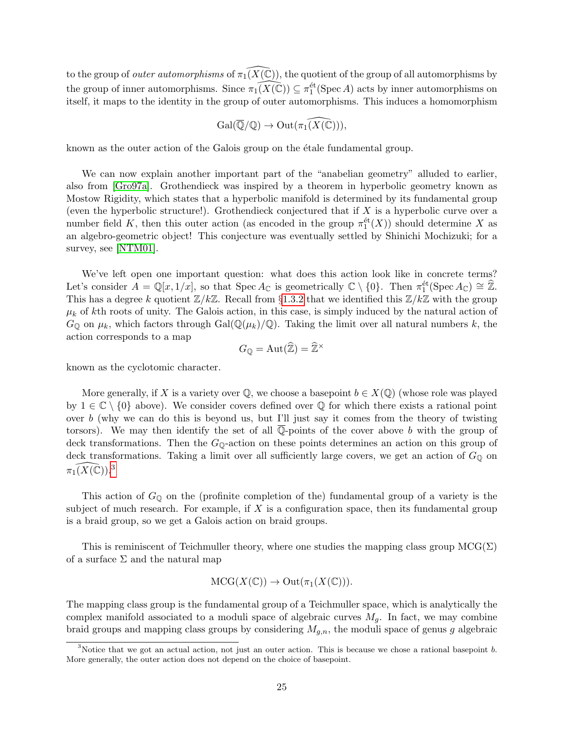to the group of *outer automorphisms* of $\widehat{\pi_1(X(\mathbb{C}))}$, the quotient of the group of all automorphisms by the group of inner automorphisms. Since $\widehat{\pi_1(X(\mathbb{C}))} \subseteq \pi_1^{\text{ét}}(\operatorname{Spec} A)$ acts by inner automorphisms on itself, it maps to the identity in the group of outer automorphisms. This induces a homomorphism

$$\operatorname{Gal}(\overline{\mathbb{Q}}/\mathbb{Q}) \to \operatorname{Out}(\widehat{\pi_1(X(\mathbb{C}))}),$$

known as the outer action of the Galois group on the étale fundamental group.

We can now explain another important part of the "anabelian geometry" alluded to earlier, also from [Gro97a]. Grothendieck was inspired by a theorem in hyperbolic geometry known as Mostow Rigidity, which states that a hyperbolic manifold is determined by its fundamental group (even the hyperbolic structure!). Grothendieck conjectured that if $X$ is a hyperbolic curve over a number field $K$, then this outer action (as encoded in the group $\pi_1^{\text{ét}}(X)$) should determine $X$ as an algebro-geometric object! This conjecture was eventually settled by Shinichi Mochizuki; for a survey, see [NTM01].

We've left open one important question: what does this action look like in concrete terms? Let's consider $A = \mathbb{Q}[x, 1/x]$, so that $\operatorname{Spec} A_{\mathbb{C}}$ is geometrically $\mathbb{C} \setminus \{0\}$. Then $\pi_1^{\text{ét}}(\operatorname{Spec} A_{\mathbb{C}}) \cong \widehat{\mathbb{Z}}$. This has a degree $k$ quotient $\mathbb{Z}/k\mathbb{Z}$. Recall from §1.3.2 that we identified this $\mathbb{Z}/k\mathbb{Z}$ with the group $\mu_k$ of $k$th roots of unity. The Galois action, in this case, is simply induced by the natural action of $G_{\mathbb{Q}}$ on $\mu_k$, which factors through $\operatorname{Gal}(\mathbb{Q}(\mu_k)/\mathbb{Q})$. Taking the limit over all natural numbers $k$, the action corresponds to a map

$$G_{\mathbb{Q}} = \operatorname{Aut}(\widehat{\mathbb{Z}}) = \widehat{\mathbb{Z}}^{\times}$$

known as the cyclotomic character.

More generally, if $X$ is a variety over $\mathbb{Q}$, we choose a basepoint $b \in X(\mathbb{Q})$ (whose role was played by $1 \in \mathbb{C} \setminus \{0\}$ above). We consider covers defined over $\mathbb{Q}$ for which there exists a rational point over $b$ (why we can do this is beyond us, but I'll just say it comes from the theory of twisting torsors). We may then identify the set of all $\overline{\mathbb{Q}}$-points of the cover above $b$ with the group of deck transformations. Then the $G_{\mathbb{Q}}$-action on these points determines an action on this group of deck transformations. Taking a limit over all sufficiently large covers, we get an action of $G_{\mathbb{Q}}$ on $\widehat{\pi_1(X(\mathbb{C}))}$.[3]

This action of $G_{\mathbb{Q}}$ on the (profinite completion of the) fundamental group of a variety is the subject of much research. For example, if $X$ is a configuration space, then its fundamental group is a braid group, so we get a Galois action on braid groups.

This is reminiscent of Teichmuller theory, where one studies the mapping class group $\operatorname{MCG}(\Sigma)$ of a surface $\Sigma$ and the natural map

$$\operatorname{MCG}(X(\mathbb{C})) \to \operatorname{Out}(\pi_1(X(\mathbb{C}))).$$

The mapping class group is the fundamental group of a Teichmuller space, which is analytically the complex manifold associated to a moduli space of algebraic curves $M_g$. In fact, we may combine braid groups and mapping class groups by considering $M_{g,n}$, the moduli space of genus $g$ algebraic

[3] Notice that we got an actual action, not just an outer action. This is because we chose a rational basepoint $b$. More generally, the outer action does not depend on the choice of basepoint.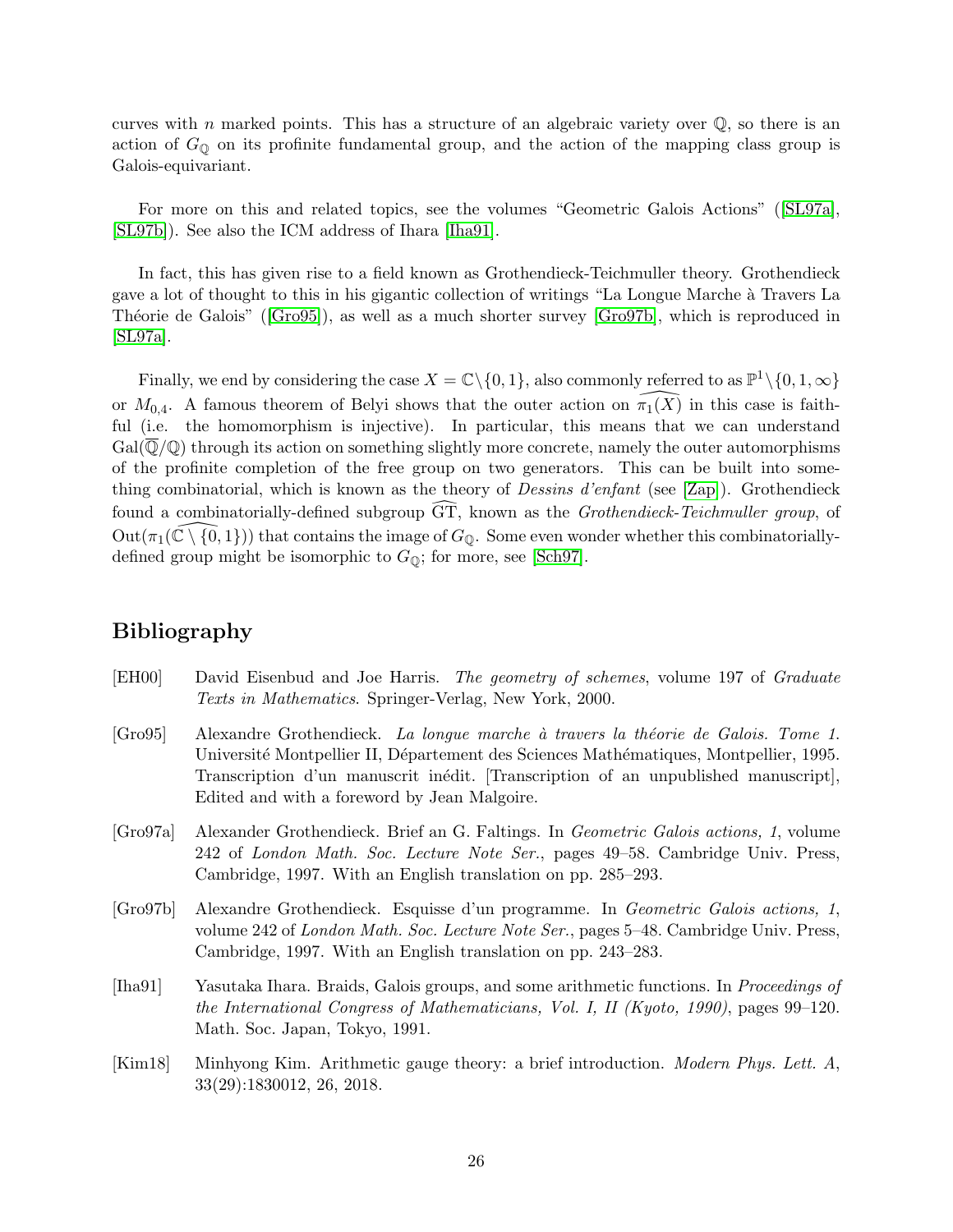curves with $n$ marked points. This has a structure of an algebraic variety over $\mathbb{Q}$, so there is an action of $G_{\mathbb{Q}}$ on its profinite fundamental group, and the action of the mapping class group is Galois-equivariant.

For more on this and related topics, see the volumes "Geometric Galois Actions" ([SL97a], [SL97b]). See also the ICM address of Ihara [Iha91].

In fact, this has given rise to a field known as Grothendieck-Teichmuller theory. Grothendieck gave a lot of thought to this in his gigantic collection of writings "La Longue Marche à Travers La Théorie de Galois" ([Gro95]), as well as a much shorter survey [Gro97b], which is reproduced in [SL97a].

Finally, we end by considering the case $X = \mathbb{C}\backslash\{0,1\}$, also commonly referred to as $\mathbb{P}^1\backslash\{0,1,\infty\}$ or $M_{0,4}$. A famous theorem of Belyi shows that the outer action on $\widehat{\pi_1(X)}$ in this case is faithful (i.e. the homomorphism is injective). In particular, this means that we can understand $\mathrm{Gal}(\overline{\mathbb{Q}}/\mathbb{Q})$ through its action on something slightly more concrete, namely the outer automorphisms of the profinite completion of the free group on two generators. This can be built into something combinatorial, which is known as the theory of *Dessins d'enfant* (see [Zap]). Grothendieck found a combinatorially-defined subgroup $\widehat{\mathrm{GT}}$, known as the *Grothendieck-Teichmuller group*, of $\mathrm{Out}(\pi_1(\widehat{\mathbb{C}\setminus\{0,1\}}))$ that contains the image of $G_{\mathbb{Q}}$. Some even wonder whether this combinatorially-defined group might be isomorphic to $G_{\mathbb{Q}}$; for more, see [Sch97].

## Bibliography

- [EH00] David Eisenbud and Joe Harris. *The geometry of schemes*, volume 197 of *Graduate Texts in Mathematics*. Springer-Verlag, New York, 2000.
- [Gro95] Alexandre Grothendieck. *La longue marche à travers la théorie de Galois. Tome 1.* Université Montpellier II, Département des Sciences Mathématiques, Montpellier, 1995. Transcription d'un manuscrit inédit. [Transcription of an unpublished manuscript], Edited and with a foreword by Jean Malgoire.
- [Gro97a] Alexander Grothendieck. Brief an G. Faltings. In *Geometric Galois actions, 1*, volume 242 of *London Math. Soc. Lecture Note Ser.*, pages 49–58. Cambridge Univ. Press, Cambridge, 1997. With an English translation on pp. 285–293.
- [Gro97b] Alexandre Grothendieck. Esquisse d'un programme. In *Geometric Galois actions, 1*, volume 242 of *London Math. Soc. Lecture Note Ser.*, pages 5–48. Cambridge Univ. Press, Cambridge, 1997. With an English translation on pp. 243–283.
- [Iha91] Yasutaka Ihara. Braids, Galois groups, and some arithmetic functions. In *Proceedings of the International Congress of Mathematicians, Vol. I, II (Kyoto, 1990)*, pages 99–120. Math. Soc. Japan, Tokyo, 1991.
- [Kim18] Minhyong Kim. Arithmetic gauge theory: a brief introduction. *Modern Phys. Lett. A*, 33(29):1830012, 26, 2018.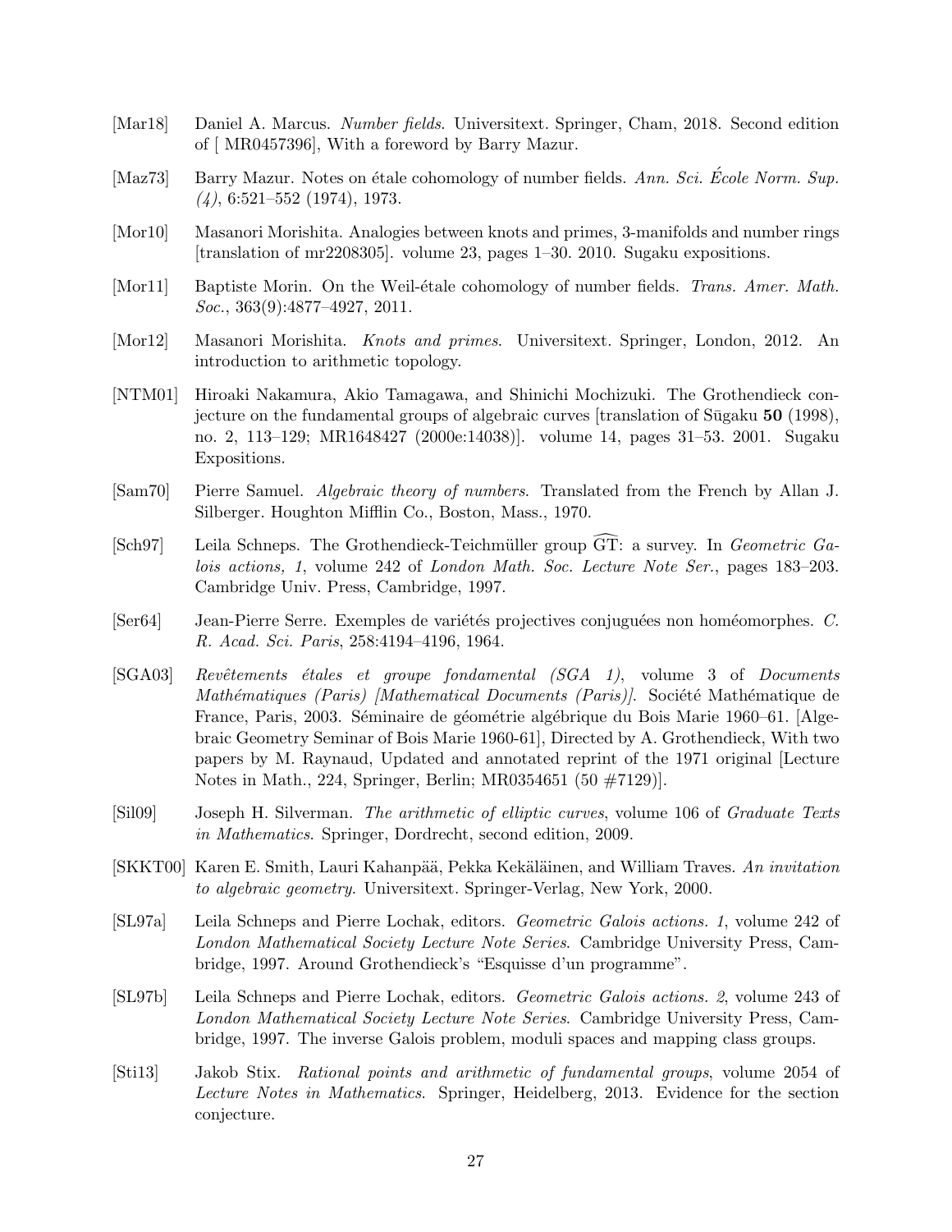[Mar18] Daniel A. Marcus. *Number fields*. Universitext. Springer, Cham, 2018. Second edition of [ MR0457396], With a foreword by Barry Mazur.

[Maz73] Barry Mazur. Notes on étale cohomology of number fields. *Ann. Sci. École Norm. Sup. (4)*, 6:521–552 (1974), 1973.

[Mor10] Masanori Morishita. Analogies between knots and primes, 3-manifolds and number rings [translation of mr2208305]. volume 23, pages 1–30. 2010. Sugaku expositions.

[Mor11] Baptiste Morin. On the Weil-étale cohomology of number fields. *Trans. Amer. Math. Soc.*, 363(9):4877–4927, 2011.

[Mor12] Masanori Morishita. *Knots and primes*. Universitext. Springer, London, 2012. An introduction to arithmetic topology.

[NTM01] Hiroaki Nakamura, Akio Tamagawa, and Shinichi Mochizuki. The Grothendieck conjecture on the fundamental groups of algebraic curves [translation of Sūgaku **50** (1998), no. 2, 113–129; MR1648427 (2000e:14038)]. volume 14, pages 31–53. 2001. Sugaku Expositions.

[Sam70] Pierre Samuel. *Algebraic theory of numbers*. Translated from the French by Allan J. Silberger. Houghton Mifflin Co., Boston, Mass., 1970.

[Sch97] Leila Schneps. The Grothendieck-Teichmüller group $\widehat{\mathrm{GT}}$: a survey. In *Geometric Galois actions, 1*, volume 242 of *London Math. Soc. Lecture Note Ser.*, pages 183–203. Cambridge Univ. Press, Cambridge, 1997.

[Ser64] Jean-Pierre Serre. Exemples de variétés projectives conjuguées non homéomorphes. *C. R. Acad. Sci. Paris*, 258:4194–4196, 1964.

[SGA03] *Revêtements étales et groupe fondamental (SGA 1)*, volume 3 of *Documents Mathématiques (Paris) [Mathematical Documents (Paris)]*. Société Mathématique de France, Paris, 2003. Séminaire de géométrie algébrique du Bois Marie 1960–61. [Algebraic Geometry Seminar of Bois Marie 1960-61], Directed by A. Grothendieck, With two papers by M. Raynaud, Updated and annotated reprint of the 1971 original [Lecture Notes in Math., 224, Springer, Berlin; MR0354651 (50 #7129)].

[Sil09] Joseph H. Silverman. *The arithmetic of elliptic curves*, volume 106 of *Graduate Texts in Mathematics*. Springer, Dordrecht, second edition, 2009.

[SKKT00] Karen E. Smith, Lauri Kahanpää, Pekka Kekäläinen, and William Traves. *An invitation to algebraic geometry*. Universitext. Springer-Verlag, New York, 2000.

[SL97a] Leila Schneps and Pierre Lochak, editors. *Geometric Galois actions. 1*, volume 242 of *London Mathematical Society Lecture Note Series*. Cambridge University Press, Cambridge, 1997. Around Grothendieck's "Esquisse d'un programme".

[SL97b] Leila Schneps and Pierre Lochak, editors. *Geometric Galois actions. 2*, volume 243 of *London Mathematical Society Lecture Note Series*. Cambridge University Press, Cambridge, 1997. The inverse Galois problem, moduli spaces and mapping class groups.

[Sti13] Jakob Stix. *Rational points and arithmetic of fundamental groups*, volume 2054 of *Lecture Notes in Mathematics*. Springer, Heidelberg, 2013. Evidence for the section conjecture.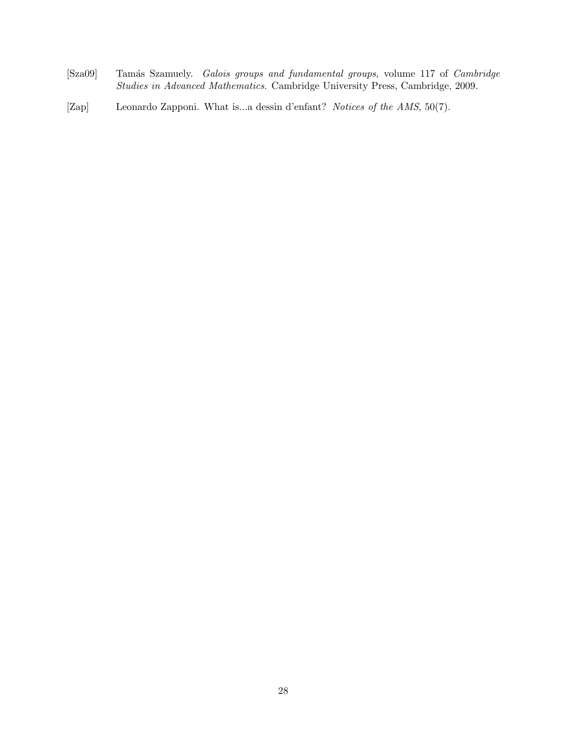[Sza09] Tamás Szamuely. *Galois groups and fundamental groups*, volume 117 of *Cambridge Studies in Advanced Mathematics*. Cambridge University Press, Cambridge, 2009.

[Zap] Leonardo Zapponi. What is...a dessin d'enfant? *Notices of the AMS*, 50(7).